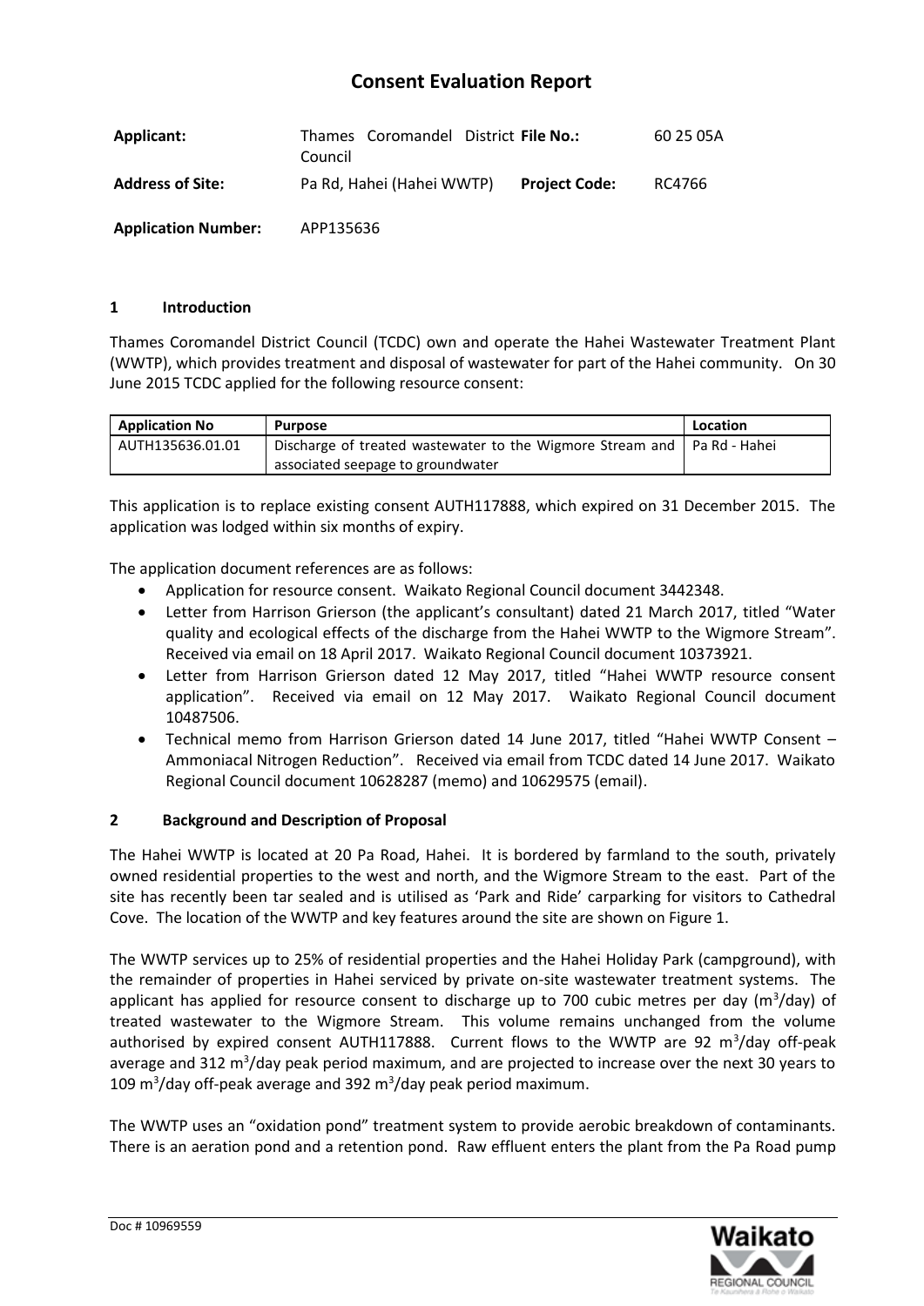# Consent Evaluation Report

| **Applicant:** | Thames Coromandel District Council | **File No.:** | 60 25 05A |
|---|---|---|---|
| **Address of Site:** | Pa Rd, Hahei (Hahei WWTP) | **Project Code:** | RC4766 |
| **Application Number:** | APP135636 | | |

## 1 Introduction

Thames Coromandel District Council (TCDC) own and operate the Hahei Wastewater Treatment Plant (WWTP), which provides treatment and disposal of wastewater for part of the Hahei community. On 30 June 2015 TCDC applied for the following resource consent:

| Application No | Purpose | Location |
|---|---|---|
| AUTH135636.01.01 | Discharge of treated wastewater to the Wigmore Stream and associated seepage to groundwater | Pa Rd - Hahei |

This application is to replace existing consent AUTH117888, which expired on 31 December 2015. The application was lodged within six months of expiry.

The application document references are as follows:

- Application for resource consent. Waikato Regional Council document 3442348.
- Letter from Harrison Grierson (the applicant's consultant) dated 21 March 2017, titled "Water quality and ecological effects of the discharge from the Hahei WWTP to the Wigmore Stream". Received via email on 18 April 2017. Waikato Regional Council document 10373921.
- Letter from Harrison Grierson dated 12 May 2017, titled "Hahei WWTP resource consent application". Received via email on 12 May 2017. Waikato Regional Council document 10487506.
- Technical memo from Harrison Grierson dated 14 June 2017, titled "Hahei WWTP Consent – Ammoniacal Nitrogen Reduction". Received via email from TCDC dated 14 June 2017. Waikato Regional Council document 10628287 (memo) and 10629575 (email).

## 2 Background and Description of Proposal

The Hahei WWTP is located at 20 Pa Road, Hahei. It is bordered by farmland to the south, privately owned residential properties to the west and north, and the Wigmore Stream to the east. Part of the site has recently been tar sealed and is utilised as 'Park and Ride' carparking for visitors to Cathedral Cove. The location of the WWTP and key features around the site are shown on Figure 1.

The WWTP services up to 25% of residential properties and the Hahei Holiday Park (campground), with the remainder of properties in Hahei serviced by private on-site wastewater treatment systems. The applicant has applied for resource consent to discharge up to 700 cubic metres per day ($m^3$/day) of treated wastewater to the Wigmore Stream. This volume remains unchanged from the volume authorised by expired consent AUTH117888. Current flows to the WWTP are 92 $m^3$/day off-peak average and 312 $m^3$/day peak period maximum, and are projected to increase over the next 30 years to 109 $m^3$/day off-peak average and 392 $m^3$/day peak period maximum.

The WWTP uses an "oxidation pond" treatment system to provide aerobic breakdown of contaminants. There is an aeration pond and a retention pond. Raw effluent enters the plant from the Pa Road pump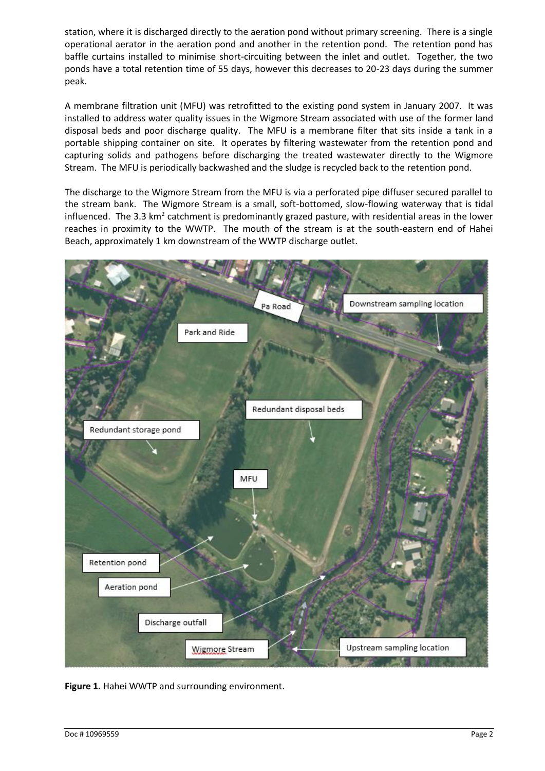station, where it is discharged directly to the aeration pond without primary screening. There is a single operational aerator in the aeration pond and another in the retention pond. The retention pond has baffle curtains installed to minimise short-circuiting between the inlet and outlet. Together, the two ponds have a total retention time of 55 days, however this decreases to 20-23 days during the summer peak.

A membrane filtration unit (MFU) was retrofitted to the existing pond system in January 2007. It was installed to address water quality issues in the Wigmore Stream associated with use of the former land disposal beds and poor discharge quality. The MFU is a membrane filter that sits inside a tank in a portable shipping container on site. It operates by filtering wastewater from the retention pond and capturing solids and pathogens before discharging the treated wastewater directly to the Wigmore Stream. The MFU is periodically backwashed and the sludge is recycled back to the retention pond.

The discharge to the Wigmore Stream from the MFU is via a perforated pipe diffuser secured parallel to the stream bank. The Wigmore Stream is a small, soft-bottomed, slow-flowing waterway that is tidal influenced. The 3.3 $km^2$ catchment is predominantly grazed pasture, with residential areas in the lower reaches in proximity to the WWTP. The mouth of the stream is at the south-eastern end of Hahei Beach, approximately 1 km downstream of the WWTP discharge outlet.

**Figure 1.** Hahei WWTP and surrounding environment.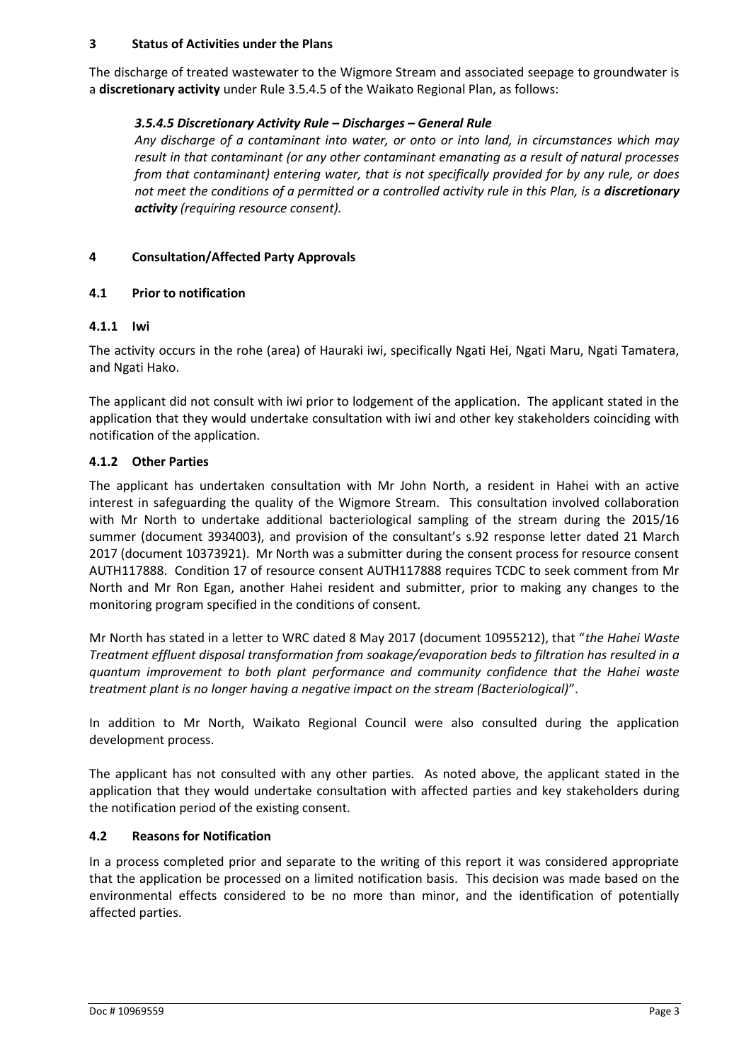## 3 Status of Activities under the Plans

The discharge of treated wastewater to the Wigmore Stream and associated seepage to groundwater is a **discretionary activity** under Rule 3.5.4.5 of the Waikato Regional Plan, as follows:

> ***3.5.4.5 Discretionary Activity Rule – Discharges – General Rule***
>
> *Any discharge of a contaminant into water, or onto or into land, in circumstances which may result in that contaminant (or any other contaminant emanating as a result of natural processes from that contaminant) entering water, that is not specifically provided for by any rule, or does not meet the conditions of a permitted or a controlled activity rule in this Plan, is a* ***discretionary activity*** *(requiring resource consent).*

## 4 Consultation/Affected Party Approvals

### 4.1 Prior to notification

#### 4.1.1 Iwi

The activity occurs in the rohe (area) of Hauraki iwi, specifically Ngati Hei, Ngati Maru, Ngati Tamatera, and Ngati Hako.

The applicant did not consult with iwi prior to lodgement of the application. The applicant stated in the application that they would undertake consultation with iwi and other key stakeholders coinciding with notification of the application.

#### 4.1.2 Other Parties

The applicant has undertaken consultation with Mr John North, a resident in Hahei with an active interest in safeguarding the quality of the Wigmore Stream. This consultation involved collaboration with Mr North to undertake additional bacteriological sampling of the stream during the 2015/16 summer (document 3934003), and provision of the consultant's s.92 response letter dated 21 March 2017 (document 10373921). Mr North was a submitter during the consent process for resource consent AUTH117888. Condition 17 of resource consent AUTH117888 requires TCDC to seek comment from Mr North and Mr Ron Egan, another Hahei resident and submitter, prior to making any changes to the monitoring program specified in the conditions of consent.

Mr North has stated in a letter to WRC dated 8 May 2017 (document 10955212), that "*the Hahei Waste Treatment effluent disposal transformation from soakage/evaporation beds to filtration has resulted in a quantum improvement to both plant performance and community confidence that the Hahei waste treatment plant is no longer having a negative impact on the stream (Bacteriological)*".

In addition to Mr North, Waikato Regional Council were also consulted during the application development process.

The applicant has not consulted with any other parties. As noted above, the applicant stated in the application that they would undertake consultation with affected parties and key stakeholders during the notification period of the existing consent.

### 4.2 Reasons for Notification

In a process completed prior and separate to the writing of this report it was considered appropriate that the application be processed on a limited notification basis. This decision was made based on the environmental effects considered to be no more than minor, and the identification of potentially affected parties.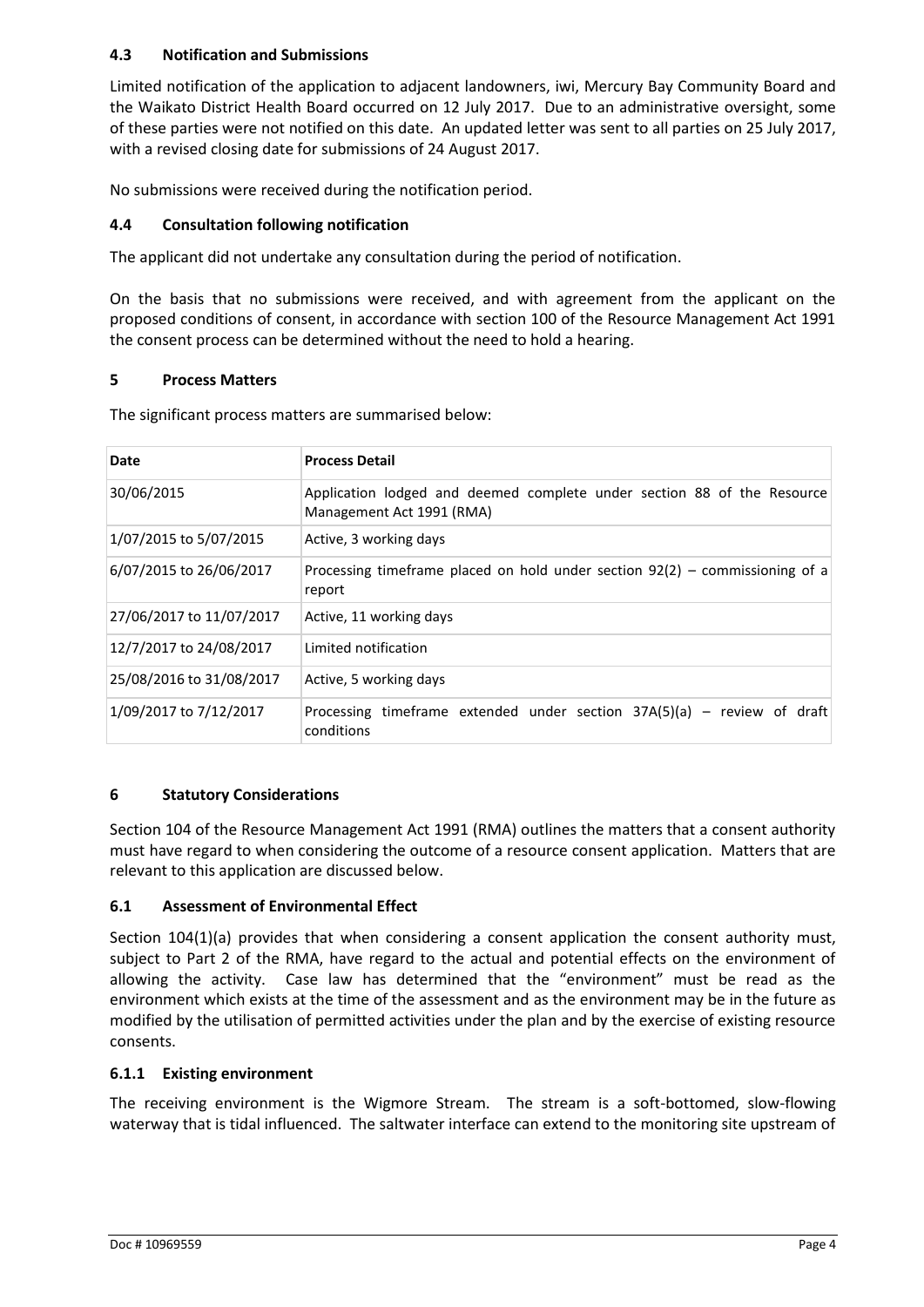### 4.3 Notification and Submissions

Limited notification of the application to adjacent landowners, iwi, Mercury Bay Community Board and the Waikato District Health Board occurred on 12 July 2017. Due to an administrative oversight, some of these parties were not notified on this date. An updated letter was sent to all parties on 25 July 2017, with a revised closing date for submissions of 24 August 2017.

No submissions were received during the notification period.

### 4.4 Consultation following notification

The applicant did not undertake any consultation during the period of notification.

On the basis that no submissions were received, and with agreement from the applicant on the proposed conditions of consent, in accordance with section 100 of the Resource Management Act 1991 the consent process can be determined without the need to hold a hearing.

## 5 Process Matters

The significant process matters are summarised below:

| Date | Process Detail |
|---|---|
| 30/06/2015 | Application lodged and deemed complete under section 88 of the Resource Management Act 1991 (RMA) |
| 1/07/2015 to 5/07/2015 | Active, 3 working days |
| 6/07/2015 to 26/06/2017 | Processing timeframe placed on hold under section 92(2) – commissioning of a report |
| 27/06/2017 to 11/07/2017 | Active, 11 working days |
| 12/7/2017 to 24/08/2017 | Limited notification |
| 25/08/2016 to 31/08/2017 | Active, 5 working days |
| 1/09/2017 to 7/12/2017 | Processing timeframe extended under section 37A(5)(a) – review of draft conditions |

## 6 Statutory Considerations

Section 104 of the Resource Management Act 1991 (RMA) outlines the matters that a consent authority must have regard to when considering the outcome of a resource consent application. Matters that are relevant to this application are discussed below.

### 6.1 Assessment of Environmental Effect

Section 104(1)(a) provides that when considering a consent application the consent authority must, subject to Part 2 of the RMA, have regard to the actual and potential effects on the environment of allowing the activity. Case law has determined that the "environment" must be read as the environment which exists at the time of the assessment and as the environment may be in the future as modified by the utilisation of permitted activities under the plan and by the exercise of existing resource consents.

#### 6.1.1 Existing environment

The receiving environment is the Wigmore Stream. The stream is a soft-bottomed, slow-flowing waterway that is tidal influenced. The saltwater interface can extend to the monitoring site upstream of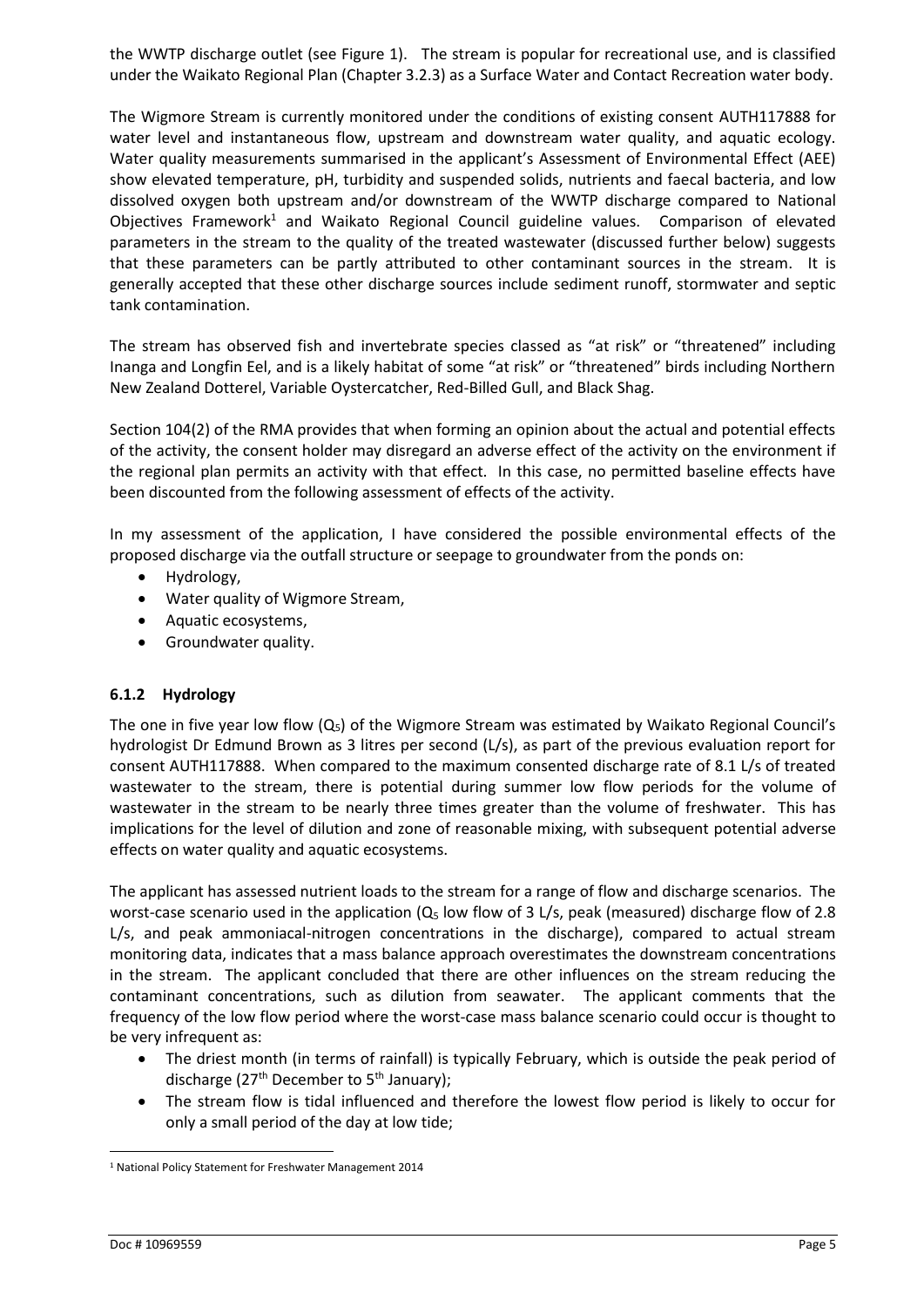the WWTP discharge outlet (see Figure 1). The stream is popular for recreational use, and is classified under the Waikato Regional Plan (Chapter 3.2.3) as a Surface Water and Contact Recreation water body.

The Wigmore Stream is currently monitored under the conditions of existing consent AUTH117888 for water level and instantaneous flow, upstream and downstream water quality, and aquatic ecology. Water quality measurements summarised in the applicant's Assessment of Environmental Effect (AEE) show elevated temperature, pH, turbidity and suspended solids, nutrients and faecal bacteria, and low dissolved oxygen both upstream and/or downstream of the WWTP discharge compared to National Objectives Framework[1] and Waikato Regional Council guideline values. Comparison of elevated parameters in the stream to the quality of the treated wastewater (discussed further below) suggests that these parameters can be partly attributed to other contaminant sources in the stream. It is generally accepted that these other discharge sources include sediment runoff, stormwater and septic tank contamination.

The stream has observed fish and invertebrate species classed as "at risk" or "threatened" including Inanga and Longfin Eel, and is a likely habitat of some "at risk" or "threatened" birds including Northern New Zealand Dotterel, Variable Oystercatcher, Red-Billed Gull, and Black Shag.

Section 104(2) of the RMA provides that when forming an opinion about the actual and potential effects of the activity, the consent holder may disregard an adverse effect of the activity on the environment if the regional plan permits an activity with that effect. In this case, no permitted baseline effects have been discounted from the following assessment of effects of the activity.

In my assessment of the application, I have considered the possible environmental effects of the proposed discharge via the outfall structure or seepage to groundwater from the ponds on:

- Hydrology,
- Water quality of Wigmore Stream,
- Aquatic ecosystems,
- Groundwater quality.

### 6.1.2 Hydrology

The one in five year low flow ($Q_5$) of the Wigmore Stream was estimated by Waikato Regional Council's hydrologist Dr Edmund Brown as 3 litres per second (L/s), as part of the previous evaluation report for consent AUTH117888. When compared to the maximum consented discharge rate of 8.1 L/s of treated wastewater to the stream, there is potential during summer low flow periods for the volume of wastewater in the stream to be nearly three times greater than the volume of freshwater. This has implications for the level of dilution and zone of reasonable mixing, with subsequent potential adverse effects on water quality and aquatic ecosystems.

The applicant has assessed nutrient loads to the stream for a range of flow and discharge scenarios. The worst-case scenario used in the application ($Q_5$ low flow of 3 L/s, peak (measured) discharge flow of 2.8 L/s, and peak ammoniacal-nitrogen concentrations in the discharge), compared to actual stream monitoring data, indicates that a mass balance approach overestimates the downstream concentrations in the stream. The applicant concluded that there are other influences on the stream reducing the contaminant concentrations, such as dilution from seawater. The applicant comments that the frequency of the low flow period where the worst-case mass balance scenario could occur is thought to be very infrequent as:

- The driest month (in terms of rainfall) is typically February, which is outside the peak period of discharge (27th December to 5th January);
- The stream flow is tidal influenced and therefore the lowest flow period is likely to occur for only a small period of the day at low tide;

[1] National Policy Statement for Freshwater Management 2014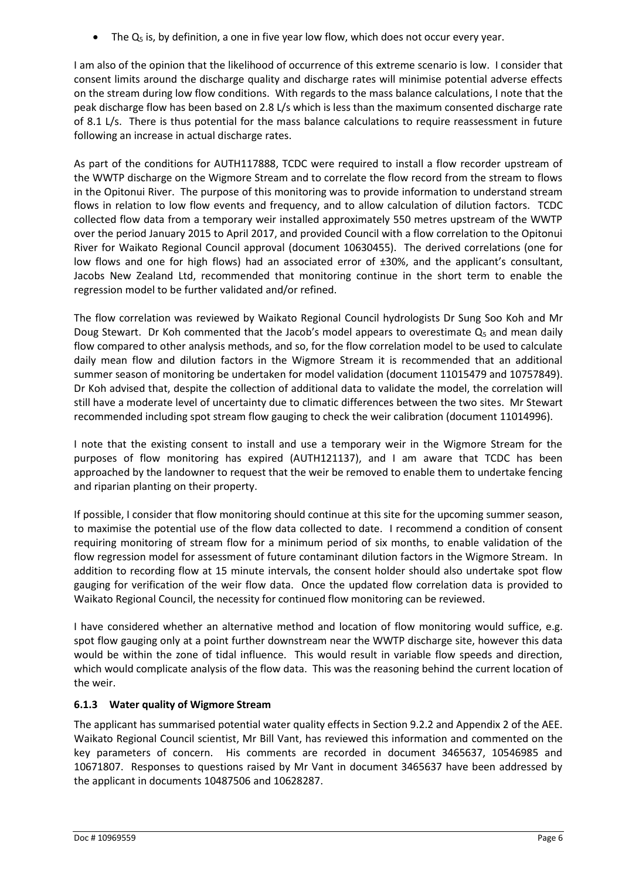- The $Q_5$ is, by definition, a one in five year low flow, which does not occur every year.

I am also of the opinion that the likelihood of occurrence of this extreme scenario is low. I consider that consent limits around the discharge quality and discharge rates will minimise potential adverse effects on the stream during low flow conditions. With regards to the mass balance calculations, I note that the peak discharge flow has been based on 2.8 L/s which is less than the maximum consented discharge rate of 8.1 L/s. There is thus potential for the mass balance calculations to require reassessment in future following an increase in actual discharge rates.

As part of the conditions for AUTH117888, TCDC were required to install a flow recorder upstream of the WWTP discharge on the Wigmore Stream and to correlate the flow record from the stream to flows in the Opitonui River. The purpose of this monitoring was to provide information to understand stream flows in relation to low flow events and frequency, and to allow calculation of dilution factors. TCDC collected flow data from a temporary weir installed approximately 550 metres upstream of the WWTP over the period January 2015 to April 2017, and provided Council with a flow correlation to the Opitonui River for Waikato Regional Council approval (document 10630455). The derived correlations (one for low flows and one for high flows) had an associated error of ±30%, and the applicant's consultant, Jacobs New Zealand Ltd, recommended that monitoring continue in the short term to enable the regression model to be further validated and/or refined.

The flow correlation was reviewed by Waikato Regional Council hydrologists Dr Sung Soo Koh and Mr Doug Stewart. Dr Koh commented that the Jacob's model appears to overestimate $Q_5$ and mean daily flow compared to other analysis methods, and so, for the flow correlation model to be used to calculate daily mean flow and dilution factors in the Wigmore Stream it is recommended that an additional summer season of monitoring be undertaken for model validation (document 11015479 and 10757849). Dr Koh advised that, despite the collection of additional data to validate the model, the correlation will still have a moderate level of uncertainty due to climatic differences between the two sites. Mr Stewart recommended including spot stream flow gauging to check the weir calibration (document 11014996).

I note that the existing consent to install and use a temporary weir in the Wigmore Stream for the purposes of flow monitoring has expired (AUTH121137), and I am aware that TCDC has been approached by the landowner to request that the weir be removed to enable them to undertake fencing and riparian planting on their property.

If possible, I consider that flow monitoring should continue at this site for the upcoming summer season, to maximise the potential use of the flow data collected to date. I recommend a condition of consent requiring monitoring of stream flow for a minimum period of six months, to enable validation of the flow regression model for assessment of future contaminant dilution factors in the Wigmore Stream. In addition to recording flow at 15 minute intervals, the consent holder should also undertake spot flow gauging for verification of the weir flow data. Once the updated flow correlation data is provided to Waikato Regional Council, the necessity for continued flow monitoring can be reviewed.

I have considered whether an alternative method and location of flow monitoring would suffice, e.g. spot flow gauging only at a point further downstream near the WWTP discharge site, however this data would be within the zone of tidal influence. This would result in variable flow speeds and direction, which would complicate analysis of the flow data. This was the reasoning behind the current location of the weir.

### 6.1.3 Water quality of Wigmore Stream

The applicant has summarised potential water quality effects in Section 9.2.2 and Appendix 2 of the AEE. Waikato Regional Council scientist, Mr Bill Vant, has reviewed this information and commented on the key parameters of concern. His comments are recorded in document 3465637, 10546985 and 10671807. Responses to questions raised by Mr Vant in document 3465637 have been addressed by the applicant in documents 10487506 and 10628287.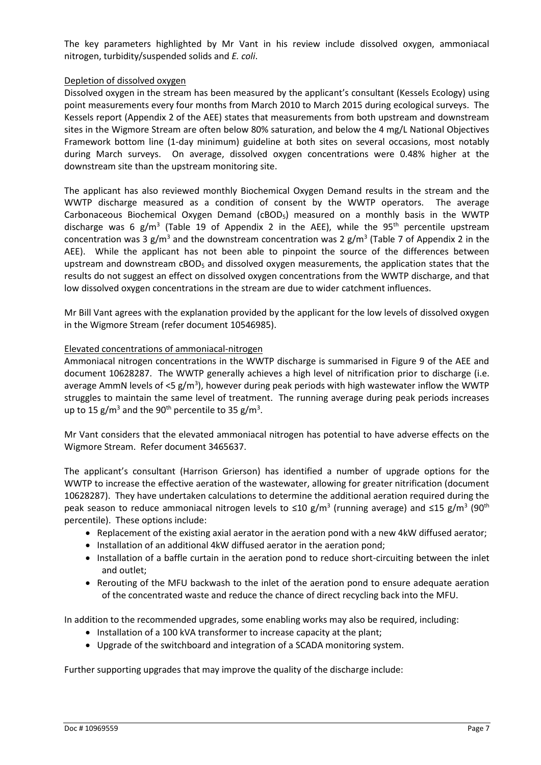The key parameters highlighted by Mr Vant in his review include dissolved oxygen, ammoniacal nitrogen, turbidity/suspended solids and *E. coli*.

Depletion of dissolved oxygen

Dissolved oxygen in the stream has been measured by the applicant's consultant (Kessels Ecology) using point measurements every four months from March 2010 to March 2015 during ecological surveys. The Kessels report (Appendix 2 of the AEE) states that measurements from both upstream and downstream sites in the Wigmore Stream are often below 80% saturation, and below the 4 mg/L National Objectives Framework bottom line (1-day minimum) guideline at both sites on several occasions, most notably during March surveys. On average, dissolved oxygen concentrations were 0.48% higher at the downstream site than the upstream monitoring site.

The applicant has also reviewed monthly Biochemical Oxygen Demand results in the stream and the WWTP discharge measured as a condition of consent by the WWTP operators. The average Carbonaceous Biochemical Oxygen Demand ($cBOD_5$) measured on a monthly basis in the WWTP discharge was 6 $g/m^3$ (Table 19 of Appendix 2 in the AEE), while the 95$^{th}$ percentile upstream concentration was 3 $g/m^3$ and the downstream concentration was 2 $g/m^3$ (Table 7 of Appendix 2 in the AEE). While the applicant has not been able to pinpoint the source of the differences between upstream and downstream $cBOD_5$ and dissolved oxygen measurements, the application states that the results do not suggest an effect on dissolved oxygen concentrations from the WWTP discharge, and that low dissolved oxygen concentrations in the stream are due to wider catchment influences.

Mr Bill Vant agrees with the explanation provided by the applicant for the low levels of dissolved oxygen in the Wigmore Stream (refer document 10546985).

Elevated concentrations of ammoniacal-nitrogen

Ammoniacal nitrogen concentrations in the WWTP discharge is summarised in Figure 9 of the AEE and document 10628287. The WWTP generally achieves a high level of nitrification prior to discharge (i.e. average AmmN levels of <5 $g/m^3$), however during peak periods with high wastewater inflow the WWTP struggles to maintain the same level of treatment. The running average during peak periods increases up to 15 $g/m^3$ and the 90$^{th}$ percentile to 35 $g/m^3$.

Mr Vant considers that the elevated ammoniacal nitrogen has potential to have adverse effects on the Wigmore Stream. Refer document 3465637.

The applicant's consultant (Harrison Grierson) has identified a number of upgrade options for the WWTP to increase the effective aeration of the wastewater, allowing for greater nitrification (document 10628287). They have undertaken calculations to determine the additional aeration required during the peak season to reduce ammoniacal nitrogen levels to ≤10 $g/m^3$ (running average) and ≤15 $g/m^3$ (90$^{th}$ percentile). These options include:

- Replacement of the existing axial aerator in the aeration pond with a new 4kW diffused aerator;
- Installation of an additional 4kW diffused aerator in the aeration pond;
- Installation of a baffle curtain in the aeration pond to reduce short-circuiting between the inlet and outlet;
- Rerouting of the MFU backwash to the inlet of the aeration pond to ensure adequate aeration of the concentrated waste and reduce the chance of direct recycling back into the MFU.

In addition to the recommended upgrades, some enabling works may also be required, including:

- Installation of a 100 kVA transformer to increase capacity at the plant;
- Upgrade of the switchboard and integration of a SCADA monitoring system.

Further supporting upgrades that may improve the quality of the discharge include: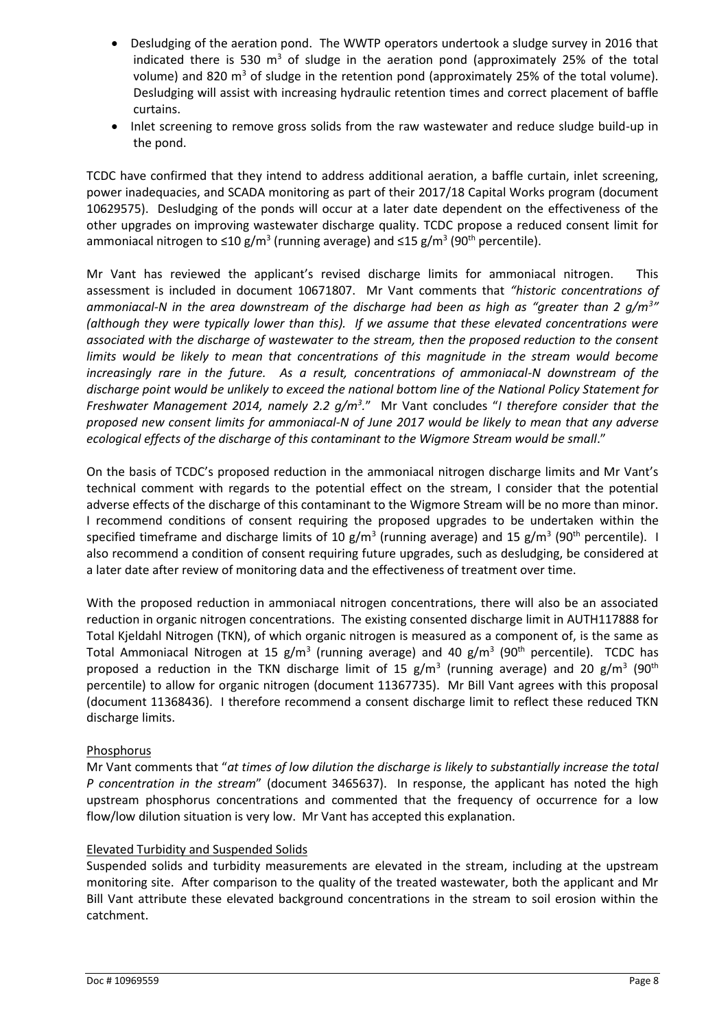- Desludging of the aeration pond. The WWTP operators undertook a sludge survey in 2016 that indicated there is 530 $m^3$ of sludge in the aeration pond (approximately 25% of the total volume) and 820 $m^3$ of sludge in the retention pond (approximately 25% of the total volume). Desludging will assist with increasing hydraulic retention times and correct placement of baffle curtains.
- Inlet screening to remove gross solids from the raw wastewater and reduce sludge build-up in the pond.

TCDC have confirmed that they intend to address additional aeration, a baffle curtain, inlet screening, power inadequacies, and SCADA monitoring as part of their 2017/18 Capital Works program (document 10629575). Desludging of the ponds will occur at a later date dependent on the effectiveness of the other upgrades on improving wastewater discharge quality. TCDC propose a reduced consent limit for ammoniacal nitrogen to ≤10 $g/m^3$ (running average) and ≤15 $g/m^3$ (90th percentile).

Mr Vant has reviewed the applicant's revised discharge limits for ammoniacal nitrogen. This assessment is included in document 10671807. Mr Vant comments that *"historic concentrations of ammoniacal-N in the area downstream of the discharge had been as high as "greater than 2 $g/m^3$" (although they were typically lower than this). If we assume that these elevated concentrations were associated with the discharge of wastewater to the stream, then the proposed reduction to the consent limits would be likely to mean that concentrations of this magnitude in the stream would become increasingly rare in the future. As a result, concentrations of ammoniacal-N downstream of the discharge point would be unlikely to exceed the national bottom line of the National Policy Statement for Freshwater Management 2014, namely 2.2 $g/m^3$.*" Mr Vant concludes "*I therefore consider that the proposed new consent limits for ammoniacal-N of June 2017 would be likely to mean that any adverse ecological effects of the discharge of this contaminant to the Wigmore Stream would be small*."

On the basis of TCDC's proposed reduction in the ammoniacal nitrogen discharge limits and Mr Vant's technical comment with regards to the potential effect on the stream, I consider that the potential adverse effects of the discharge of this contaminant to the Wigmore Stream will be no more than minor. I recommend conditions of consent requiring the proposed upgrades to be undertaken within the specified timeframe and discharge limits of 10 $g/m^3$ (running average) and 15 $g/m^3$ (90th percentile). I also recommend a condition of consent requiring future upgrades, such as desludging, be considered at a later date after review of monitoring data and the effectiveness of treatment over time.

With the proposed reduction in ammoniacal nitrogen concentrations, there will also be an associated reduction in organic nitrogen concentrations. The existing consented discharge limit in AUTH117888 for Total Kjeldahl Nitrogen (TKN), of which organic nitrogen is measured as a component of, is the same as Total Ammoniacal Nitrogen at 15 $g/m^3$ (running average) and 40 $g/m^3$ (90th percentile). TCDC has proposed a reduction in the TKN discharge limit of 15 $g/m^3$ (running average) and 20 $g/m^3$ (90th percentile) to allow for organic nitrogen (document 11367735). Mr Bill Vant agrees with this proposal (document 11368436). I therefore recommend a consent discharge limit to reflect these reduced TKN discharge limits.

Phosphorus

Mr Vant comments that "*at times of low dilution the discharge is likely to substantially increase the total P concentration in the stream*" (document 3465637). In response, the applicant has noted the high upstream phosphorus concentrations and commented that the frequency of occurrence for a low flow/low dilution situation is very low. Mr Vant has accepted this explanation.

Elevated Turbidity and Suspended Solids

Suspended solids and turbidity measurements are elevated in the stream, including at the upstream monitoring site. After comparison to the quality of the treated wastewater, both the applicant and Mr Bill Vant attribute these elevated background concentrations in the stream to soil erosion within the catchment.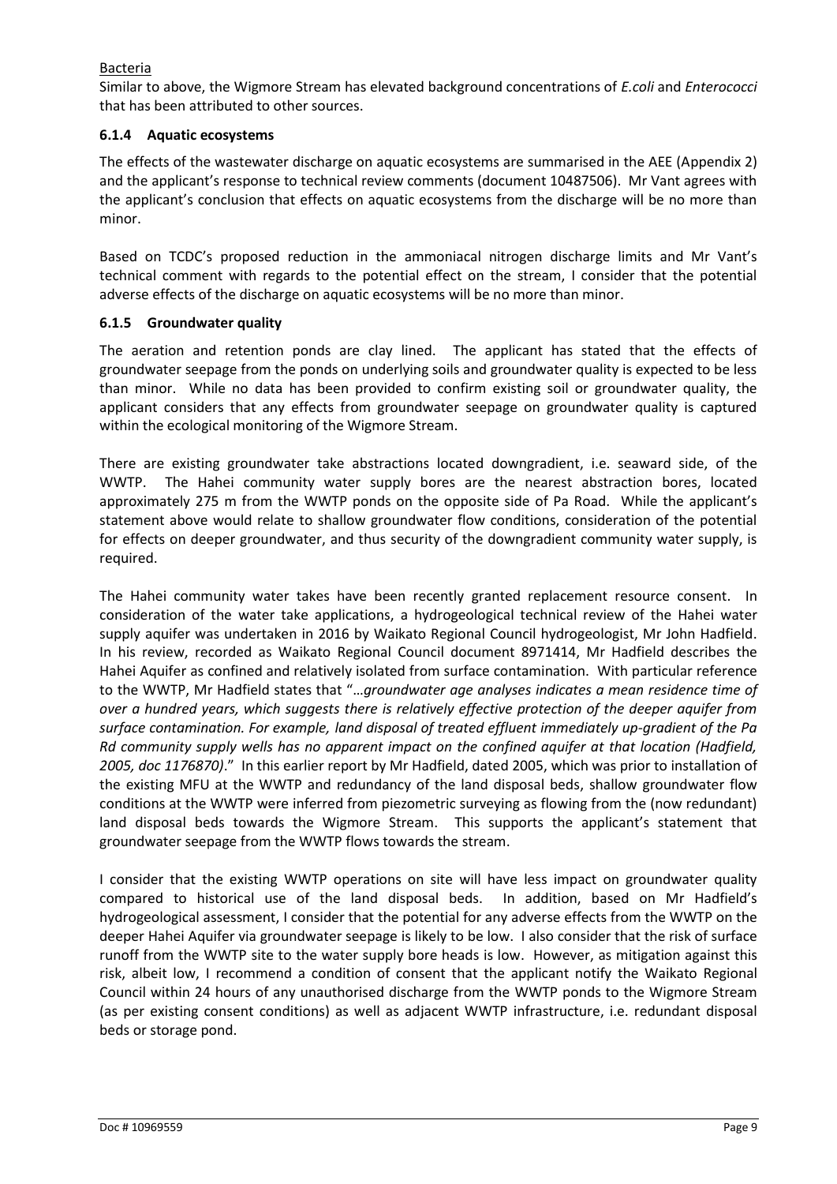Bacteria

Similar to above, the Wigmore Stream has elevated background concentrations of *E.coli* and *Enterococci* that has been attributed to other sources.

### 6.1.4 Aquatic ecosystems

The effects of the wastewater discharge on aquatic ecosystems are summarised in the AEE (Appendix 2) and the applicant's response to technical review comments (document 10487506). Mr Vant agrees with the applicant's conclusion that effects on aquatic ecosystems from the discharge will be no more than minor.

Based on TCDC's proposed reduction in the ammoniacal nitrogen discharge limits and Mr Vant's technical comment with regards to the potential effect on the stream, I consider that the potential adverse effects of the discharge on aquatic ecosystems will be no more than minor.

### 6.1.5 Groundwater quality

The aeration and retention ponds are clay lined. The applicant has stated that the effects of groundwater seepage from the ponds on underlying soils and groundwater quality is expected to be less than minor. While no data has been provided to confirm existing soil or groundwater quality, the applicant considers that any effects from groundwater seepage on groundwater quality is captured within the ecological monitoring of the Wigmore Stream.

There are existing groundwater take abstractions located downgradient, i.e. seaward side, of the WWTP. The Hahei community water supply bores are the nearest abstraction bores, located approximately 275 m from the WWTP ponds on the opposite side of Pa Road. While the applicant's statement above would relate to shallow groundwater flow conditions, consideration of the potential for effects on deeper groundwater, and thus security of the downgradient community water supply, is required.

The Hahei community water takes have been recently granted replacement resource consent. In consideration of the water take applications, a hydrogeological technical review of the Hahei water supply aquifer was undertaken in 2016 by Waikato Regional Council hydrogeologist, Mr John Hadfield. In his review, recorded as Waikato Regional Council document 8971414, Mr Hadfield describes the Hahei Aquifer as confined and relatively isolated from surface contamination. With particular reference to the WWTP, Mr Hadfield states that "*…groundwater age analyses indicates a mean residence time of over a hundred years, which suggests there is relatively effective protection of the deeper aquifer from surface contamination. For example, land disposal of treated effluent immediately up-gradient of the Pa Rd community supply wells has no apparent impact on the confined aquifer at that location (Hadfield, 2005, doc 1176870)*." In this earlier report by Mr Hadfield, dated 2005, which was prior to installation of the existing MFU at the WWTP and redundancy of the land disposal beds, shallow groundwater flow conditions at the WWTP were inferred from piezometric surveying as flowing from the (now redundant) land disposal beds towards the Wigmore Stream. This supports the applicant's statement that groundwater seepage from the WWTP flows towards the stream.

I consider that the existing WWTP operations on site will have less impact on groundwater quality compared to historical use of the land disposal beds. In addition, based on Mr Hadfield's hydrogeological assessment, I consider that the potential for any adverse effects from the WWTP on the deeper Hahei Aquifer via groundwater seepage is likely to be low. I also consider that the risk of surface runoff from the WWTP site to the water supply bore heads is low. However, as mitigation against this risk, albeit low, I recommend a condition of consent that the applicant notify the Waikato Regional Council within 24 hours of any unauthorised discharge from the WWTP ponds to the Wigmore Stream (as per existing consent conditions) as well as adjacent WWTP infrastructure, i.e. redundant disposal beds or storage pond.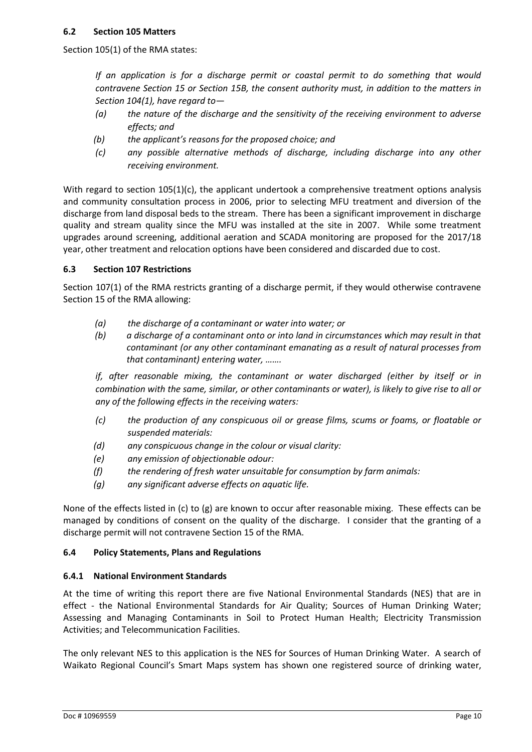### 6.2 Section 105 Matters

Section 105(1) of the RMA states:

> *If an application is for a discharge permit or coastal permit to do something that would contravene Section 15 or Section 15B, the consent authority must, in addition to the matters in Section 104(1), have regard to—*
>
> *(a) the nature of the discharge and the sensitivity of the receiving environment to adverse effects; and*
>
> *(b) the applicant's reasons for the proposed choice; and*
>
> *(c) any possible alternative methods of discharge, including discharge into any other receiving environment.*

With regard to section 105(1)(c), the applicant undertook a comprehensive treatment options analysis and community consultation process in 2006, prior to selecting MFU treatment and diversion of the discharge from land disposal beds to the stream. There has been a significant improvement in discharge quality and stream quality since the MFU was installed at the site in 2007. While some treatment upgrades around screening, additional aeration and SCADA monitoring are proposed for the 2017/18 year, other treatment and relocation options have been considered and discarded due to cost.

### 6.3 Section 107 Restrictions

Section 107(1) of the RMA restricts granting of a discharge permit, if they would otherwise contravene Section 15 of the RMA allowing:

> *(a) the discharge of a contaminant or water into water; or*
>
> *(b) a discharge of a contaminant onto or into land in circumstances which may result in that contaminant (or any other contaminant emanating as a result of natural processes from that contaminant) entering water, …….*
>
> *if, after reasonable mixing, the contaminant or water discharged (either by itself or in combination with the same, similar, or other contaminants or water), is likely to give rise to all or any of the following effects in the receiving waters:*
>
> *(c) the production of any conspicuous oil or grease films, scums or foams, or floatable or suspended materials:*
>
> *(d) any conspicuous change in the colour or visual clarity:*
>
> *(e) any emission of objectionable odour:*
>
> *(f) the rendering of fresh water unsuitable for consumption by farm animals:*
>
> *(g) any significant adverse effects on aquatic life.*

None of the effects listed in (c) to (g) are known to occur after reasonable mixing. These effects can be managed by conditions of consent on the quality of the discharge. I consider that the granting of a discharge permit will not contravene Section 15 of the RMA.

### 6.4 Policy Statements, Plans and Regulations

#### 6.4.1 National Environment Standards

At the time of writing this report there are five National Environmental Standards (NES) that are in effect - the National Environmental Standards for Air Quality; Sources of Human Drinking Water; Assessing and Managing Contaminants in Soil to Protect Human Health; Electricity Transmission Activities; and Telecommunication Facilities.

The only relevant NES to this application is the NES for Sources of Human Drinking Water. A search of Waikato Regional Council's Smart Maps system has shown one registered source of drinking water,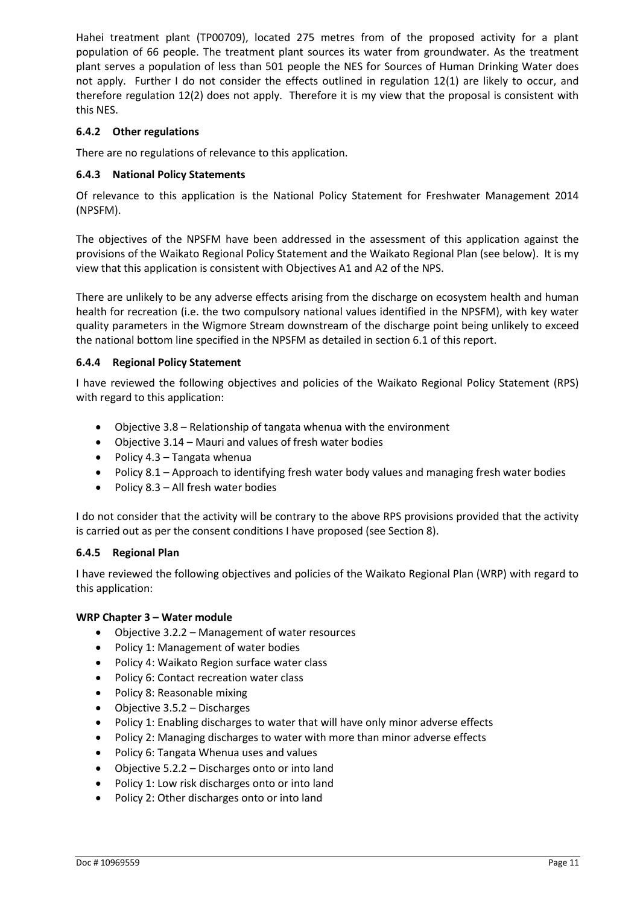Hahei treatment plant (TP00709), located 275 metres from of the proposed activity for a plant population of 66 people. The treatment plant sources its water from groundwater. As the treatment plant serves a population of less than 501 people the NES for Sources of Human Drinking Water does not apply. Further I do not consider the effects outlined in regulation 12(1) are likely to occur, and therefore regulation 12(2) does not apply. Therefore it is my view that the proposal is consistent with this NES.

### 6.4.2 Other regulations

There are no regulations of relevance to this application.

### 6.4.3 National Policy Statements

Of relevance to this application is the National Policy Statement for Freshwater Management 2014 (NPSFM).

The objectives of the NPSFM have been addressed in the assessment of this application against the provisions of the Waikato Regional Policy Statement and the Waikato Regional Plan (see below). It is my view that this application is consistent with Objectives A1 and A2 of the NPS.

There are unlikely to be any adverse effects arising from the discharge on ecosystem health and human health for recreation (i.e. the two compulsory national values identified in the NPSFM), with key water quality parameters in the Wigmore Stream downstream of the discharge point being unlikely to exceed the national bottom line specified in the NPSFM as detailed in section 6.1 of this report.

### 6.4.4 Regional Policy Statement

I have reviewed the following objectives and policies of the Waikato Regional Policy Statement (RPS) with regard to this application:

- Objective 3.8 – Relationship of tangata whenua with the environment
- Objective 3.14 – Mauri and values of fresh water bodies
- Policy 4.3 – Tangata whenua
- Policy 8.1 – Approach to identifying fresh water body values and managing fresh water bodies
- Policy 8.3 – All fresh water bodies

I do not consider that the activity will be contrary to the above RPS provisions provided that the activity is carried out as per the consent conditions I have proposed (see Section 8).

### 6.4.5 Regional Plan

I have reviewed the following objectives and policies of the Waikato Regional Plan (WRP) with regard to this application:

**WRP Chapter 3 – Water module**

- Objective 3.2.2 – Management of water resources
- Policy 1: Management of water bodies
- Policy 4: Waikato Region surface water class
- Policy 6: Contact recreation water class
- Policy 8: Reasonable mixing
- Objective 3.5.2 – Discharges
- Policy 1: Enabling discharges to water that will have only minor adverse effects
- Policy 2: Managing discharges to water with more than minor adverse effects
- Policy 6: Tangata Whenua uses and values
- Objective 5.2.2 – Discharges onto or into land
- Policy 1: Low risk discharges onto or into land
- Policy 2: Other discharges onto or into land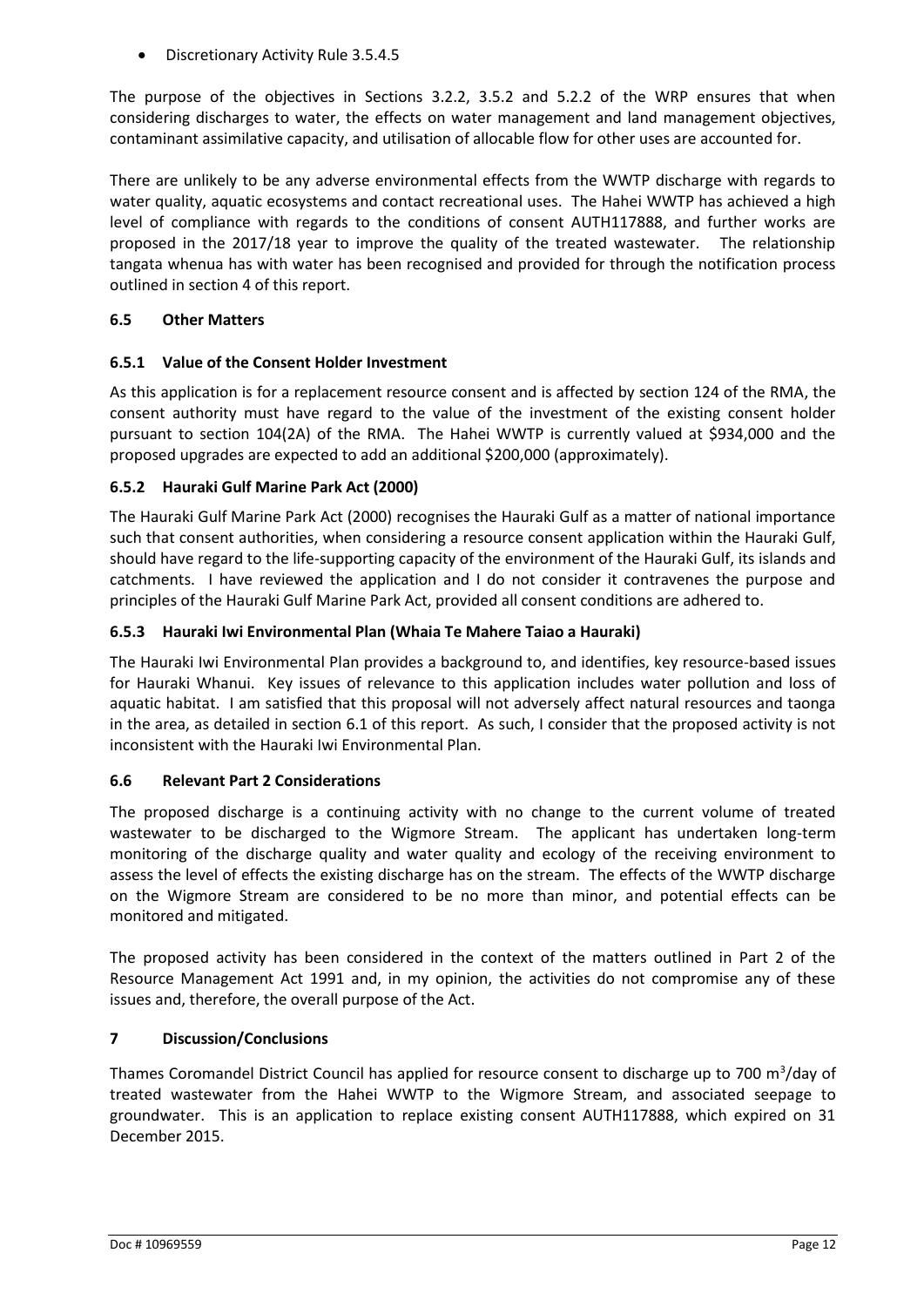- Discretionary Activity Rule 3.5.4.5

The purpose of the objectives in Sections 3.2.2, 3.5.2 and 5.2.2 of the WRP ensures that when considering discharges to water, the effects on water management and land management objectives, contaminant assimilative capacity, and utilisation of allocable flow for other uses are accounted for.

There are unlikely to be any adverse environmental effects from the WWTP discharge with regards to water quality, aquatic ecosystems and contact recreational uses. The Hahei WWTP has achieved a high level of compliance with regards to the conditions of consent AUTH117888, and further works are proposed in the 2017/18 year to improve the quality of the treated wastewater. The relationship tangata whenua has with water has been recognised and provided for through the notification process outlined in section 4 of this report.

### 6.5 Other Matters

#### 6.5.1 Value of the Consent Holder Investment

As this application is for a replacement resource consent and is affected by section 124 of the RMA, the consent authority must have regard to the value of the investment of the existing consent holder pursuant to section 104(2A) of the RMA. The Hahei WWTP is currently valued at $934,000 and the proposed upgrades are expected to add an additional $200,000 (approximately).

#### 6.5.2 Hauraki Gulf Marine Park Act (2000)

The Hauraki Gulf Marine Park Act (2000) recognises the Hauraki Gulf as a matter of national importance such that consent authorities, when considering a resource consent application within the Hauraki Gulf, should have regard to the life-supporting capacity of the environment of the Hauraki Gulf, its islands and catchments. I have reviewed the application and I do not consider it contravenes the purpose and principles of the Hauraki Gulf Marine Park Act, provided all consent conditions are adhered to.

#### 6.5.3 Hauraki Iwi Environmental Plan (Whaia Te Mahere Taiao a Hauraki)

The Hauraki Iwi Environmental Plan provides a background to, and identifies, key resource-based issues for Hauraki Whanui. Key issues of relevance to this application includes water pollution and loss of aquatic habitat. I am satisfied that this proposal will not adversely affect natural resources and taonga in the area, as detailed in section 6.1 of this report. As such, I consider that the proposed activity is not inconsistent with the Hauraki Iwi Environmental Plan.

### 6.6 Relevant Part 2 Considerations

The proposed discharge is a continuing activity with no change to the current volume of treated wastewater to be discharged to the Wigmore Stream. The applicant has undertaken long-term monitoring of the discharge quality and water quality and ecology of the receiving environment to assess the level of effects the existing discharge has on the stream. The effects of the WWTP discharge on the Wigmore Stream are considered to be no more than minor, and potential effects can be monitored and mitigated.

The proposed activity has been considered in the context of the matters outlined in Part 2 of the Resource Management Act 1991 and, in my opinion, the activities do not compromise any of these issues and, therefore, the overall purpose of the Act.

## 7 Discussion/Conclusions

Thames Coromandel District Council has applied for resource consent to discharge up to 700 $m^3$/day of treated wastewater from the Hahei WWTP to the Wigmore Stream, and associated seepage to groundwater. This is an application to replace existing consent AUTH117888, which expired on 31 December 2015.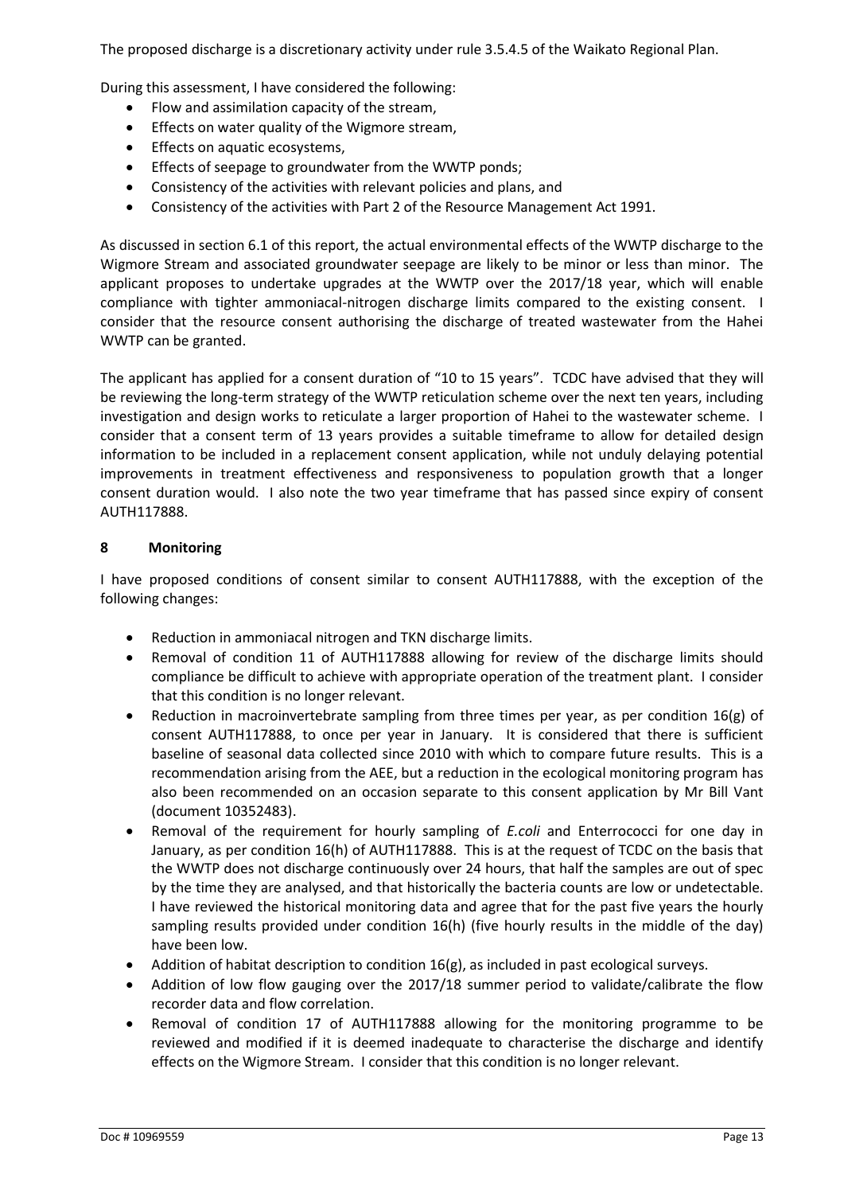The proposed discharge is a discretionary activity under rule 3.5.4.5 of the Waikato Regional Plan.

During this assessment, I have considered the following:

- Flow and assimilation capacity of the stream,
- Effects on water quality of the Wigmore stream,
- Effects on aquatic ecosystems,
- Effects of seepage to groundwater from the WWTP ponds;
- Consistency of the activities with relevant policies and plans, and
- Consistency of the activities with Part 2 of the Resource Management Act 1991.

As discussed in section 6.1 of this report, the actual environmental effects of the WWTP discharge to the Wigmore Stream and associated groundwater seepage are likely to be minor or less than minor. The applicant proposes to undertake upgrades at the WWTP over the 2017/18 year, which will enable compliance with tighter ammoniacal-nitrogen discharge limits compared to the existing consent. I consider that the resource consent authorising the discharge of treated wastewater from the Hahei WWTP can be granted.

The applicant has applied for a consent duration of "10 to 15 years". TCDC have advised that they will be reviewing the long-term strategy of the WWTP reticulation scheme over the next ten years, including investigation and design works to reticulate a larger proportion of Hahei to the wastewater scheme. I consider that a consent term of 13 years provides a suitable timeframe to allow for detailed design information to be included in a replacement consent application, while not unduly delaying potential improvements in treatment effectiveness and responsiveness to population growth that a longer consent duration would. I also note the two year timeframe that has passed since expiry of consent AUTH117888.

## 8 Monitoring

I have proposed conditions of consent similar to consent AUTH117888, with the exception of the following changes:

- Reduction in ammoniacal nitrogen and TKN discharge limits.
- Removal of condition 11 of AUTH117888 allowing for review of the discharge limits should compliance be difficult to achieve with appropriate operation of the treatment plant. I consider that this condition is no longer relevant.
- Reduction in macroinvertebrate sampling from three times per year, as per condition 16(g) of consent AUTH117888, to once per year in January. It is considered that there is sufficient baseline of seasonal data collected since 2010 with which to compare future results. This is a recommendation arising from the AEE, but a reduction in the ecological monitoring program has also been recommended on an occasion separate to this consent application by Mr Bill Vant (document 10352483).
- Removal of the requirement for hourly sampling of *E.coli* and Enterrococci for one day in January, as per condition 16(h) of AUTH117888. This is at the request of TCDC on the basis that the WWTP does not discharge continuously over 24 hours, that half the samples are out of spec by the time they are analysed, and that historically the bacteria counts are low or undetectable. I have reviewed the historical monitoring data and agree that for the past five years the hourly sampling results provided under condition 16(h) (five hourly results in the middle of the day) have been low.
- Addition of habitat description to condition 16(g), as included in past ecological surveys.
- Addition of low flow gauging over the 2017/18 summer period to validate/calibrate the flow recorder data and flow correlation.
- Removal of condition 17 of AUTH117888 allowing for the monitoring programme to be reviewed and modified if it is deemed inadequate to characterise the discharge and identify effects on the Wigmore Stream. I consider that this condition is no longer relevant.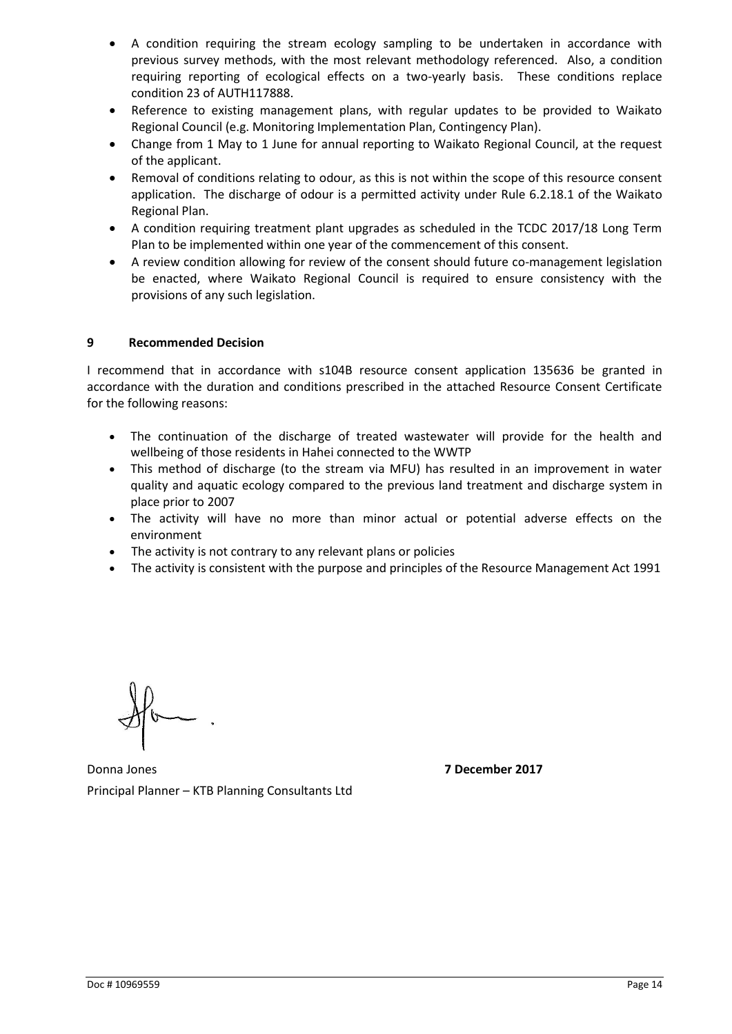- A condition requiring the stream ecology sampling to be undertaken in accordance with previous survey methods, with the most relevant methodology referenced. Also, a condition requiring reporting of ecological effects on a two-yearly basis. These conditions replace condition 23 of AUTH117888.
- Reference to existing management plans, with regular updates to be provided to Waikato Regional Council (e.g. Monitoring Implementation Plan, Contingency Plan).
- Change from 1 May to 1 June for annual reporting to Waikato Regional Council, at the request of the applicant.
- Removal of conditions relating to odour, as this is not within the scope of this resource consent application. The discharge of odour is a permitted activity under Rule 6.2.18.1 of the Waikato Regional Plan.
- A condition requiring treatment plant upgrades as scheduled in the TCDC 2017/18 Long Term Plan to be implemented within one year of the commencement of this consent.
- A review condition allowing for review of the consent should future co-management legislation be enacted, where Waikato Regional Council is required to ensure consistency with the provisions of any such legislation.

## 9 Recommended Decision

I recommend that in accordance with s104B resource consent application 135636 be granted in accordance with the duration and conditions prescribed in the attached Resource Consent Certificate for the following reasons:

- The continuation of the discharge of treated wastewater will provide for the health and wellbeing of those residents in Hahei connected to the WWTP
- This method of discharge (to the stream via MFU) has resulted in an improvement in water quality and aquatic ecology compared to the previous land treatment and discharge system in place prior to 2007
- The activity will have no more than minor actual or potential adverse effects on the environment
- The activity is not contrary to any relevant plans or policies
- The activity is consistent with the purpose and principles of the Resource Management Act 1991

Donna Jones **7 December 2017**

Principal Planner – KTB Planning Consultants Ltd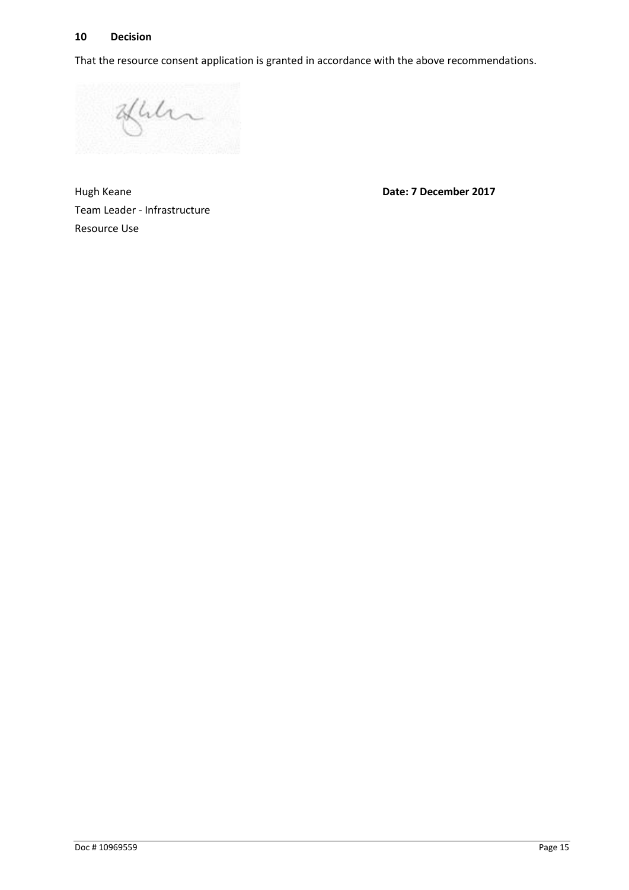## 10 Decision

That the resource consent application is granted in accordance with the above recommendations.

Hugh Keane
Team Leader - Infrastructure
Resource Use

**Date: 7 December 2017**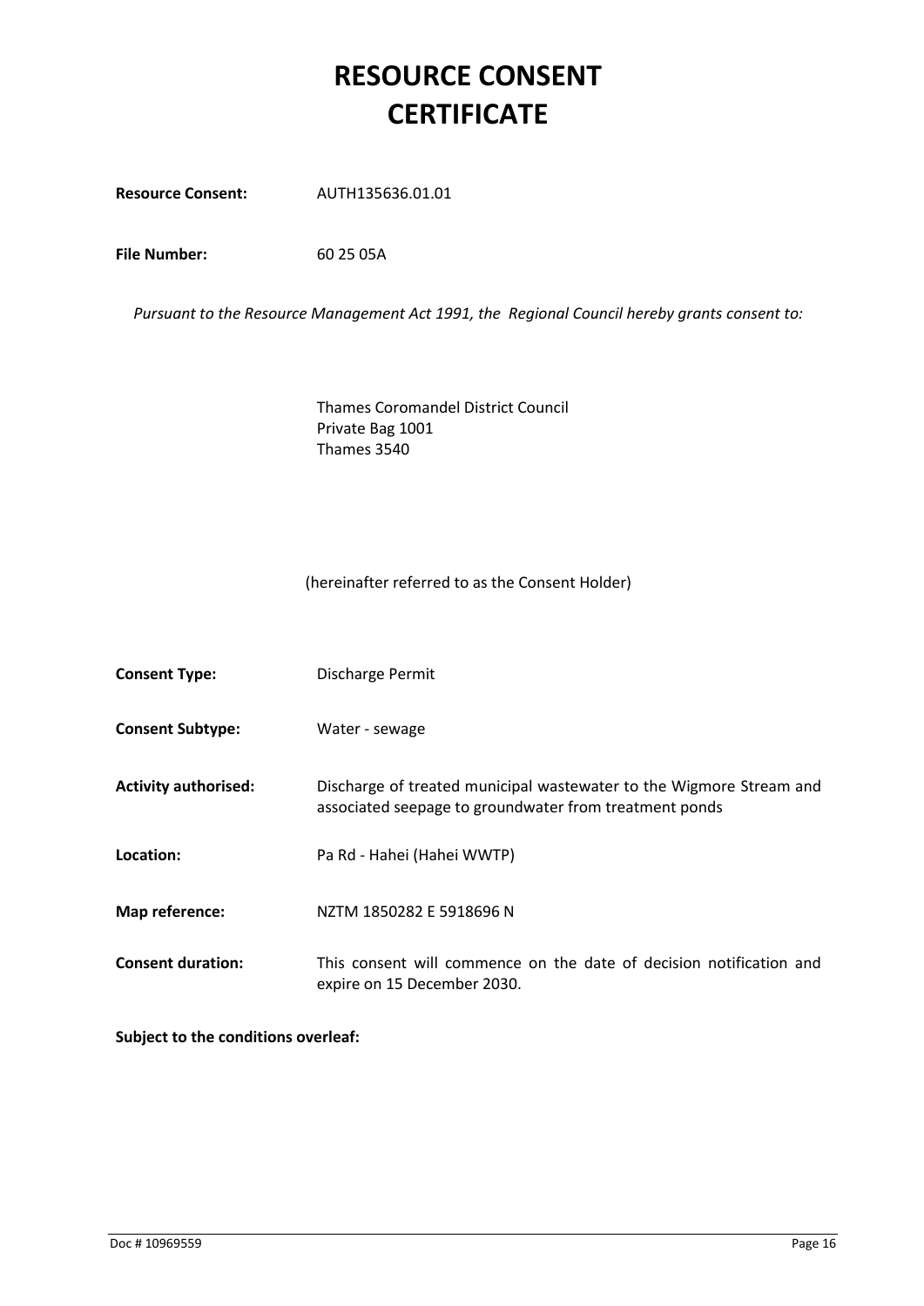# RESOURCE CONSENT CERTIFICATE

**Resource Consent:** AUTH135636.01.01

**File Number:** 60 25 05A

*Pursuant to the Resource Management Act 1991, the Regional Council hereby grants consent to:*

Thames Coromandel District Council
Private Bag 1001
Thames 3540

(hereinafter referred to as the Consent Holder)

**Consent Type:** Discharge Permit

**Consent Subtype:** Water - sewage

**Activity authorised:** Discharge of treated municipal wastewater to the Wigmore Stream and associated seepage to groundwater from treatment ponds

**Location:** Pa Rd - Hahei (Hahei WWTP)

**Map reference:** NZTM 1850282 E 5918696 N

**Consent duration:** This consent will commence on the date of decision notification and expire on 15 December 2030.

**Subject to the conditions overleaf:**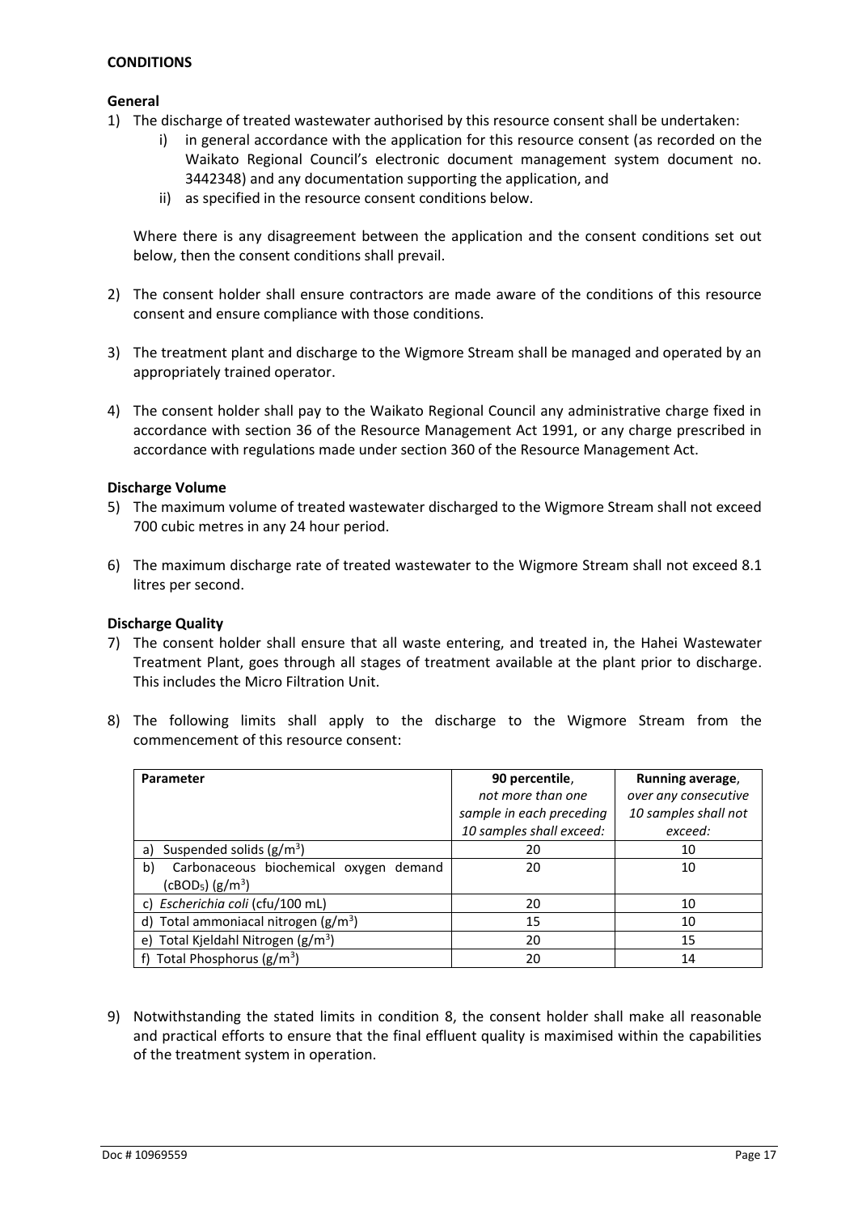**CONDITIONS**

**General**

1) The discharge of treated wastewater authorised by this resource consent shall be undertaken:
   i) in general accordance with the application for this resource consent (as recorded on the Waikato Regional Council's electronic document management system document no. 3442348) and any documentation supporting the application, and
   ii) as specified in the resource consent conditions below.

   Where there is any disagreement between the application and the consent conditions set out below, then the consent conditions shall prevail.

2) The consent holder shall ensure contractors are made aware of the conditions of this resource consent and ensure compliance with those conditions.

3) The treatment plant and discharge to the Wigmore Stream shall be managed and operated by an appropriately trained operator.

4) The consent holder shall pay to the Waikato Regional Council any administrative charge fixed in accordance with section 36 of the Resource Management Act 1991, or any charge prescribed in accordance with regulations made under section 360 of the Resource Management Act.

**Discharge Volume**

5) The maximum volume of treated wastewater discharged to the Wigmore Stream shall not exceed 700 cubic metres in any 24 hour period.

6) The maximum discharge rate of treated wastewater to the Wigmore Stream shall not exceed 8.1 litres per second.

**Discharge Quality**

7) The consent holder shall ensure that all waste entering, and treated in, the Hahei Wastewater Treatment Plant, goes through all stages of treatment available at the plant prior to discharge. This includes the Micro Filtration Unit.

8) The following limits shall apply to the discharge to the Wigmore Stream from the commencement of this resource consent:

| **Parameter** | **90 percentile**, *not more than one sample in each preceding 10 samples shall exceed:* | **Running average**, *over any consecutive 10 samples shall not exceed:* |
|---|---|---|
| a) Suspended solids ($g/m^3$) | 20 | 10 |
| b) Carbonaceous biochemical oxygen demand ($cBOD_5$) ($g/m^3$) | 20 | 10 |
| c) *Escherichia coli* (cfu/100 mL) | 20 | 10 |
| d) Total ammoniacal nitrogen ($g/m^3$) | 15 | 10 |
| e) Total Kjeldahl Nitrogen ($g/m^3$) | 20 | 15 |
| f) Total Phosphorus ($g/m^3$) | 20 | 14 |

9) Notwithstanding the stated limits in condition 8, the consent holder shall make all reasonable and practical efforts to ensure that the final effluent quality is maximised within the capabilities of the treatment system in operation.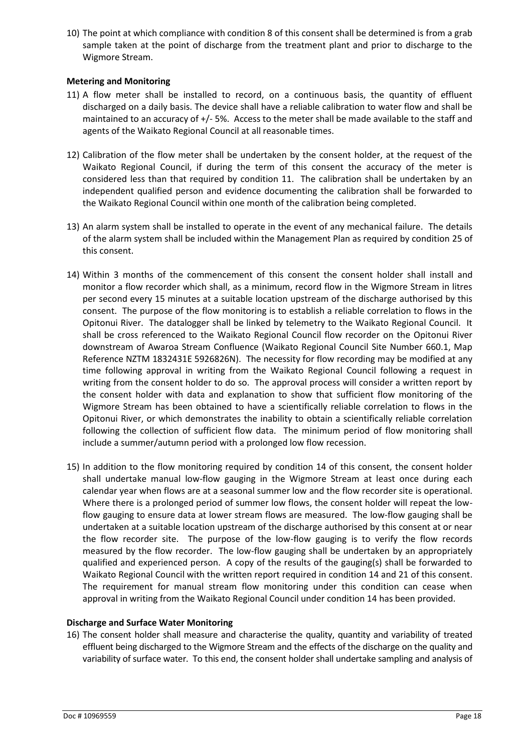10) The point at which compliance with condition 8 of this consent shall be determined is from a grab sample taken at the point of discharge from the treatment plant and prior to discharge to the Wigmore Stream.

**Metering and Monitoring**

11) A flow meter shall be installed to record, on a continuous basis, the quantity of effluent discharged on a daily basis. The device shall have a reliable calibration to water flow and shall be maintained to an accuracy of +/- 5%. Access to the meter shall be made available to the staff and agents of the Waikato Regional Council at all reasonable times.

12) Calibration of the flow meter shall be undertaken by the consent holder, at the request of the Waikato Regional Council, if during the term of this consent the accuracy of the meter is considered less than that required by condition 11. The calibration shall be undertaken by an independent qualified person and evidence documenting the calibration shall be forwarded to the Waikato Regional Council within one month of the calibration being completed.

13) An alarm system shall be installed to operate in the event of any mechanical failure. The details of the alarm system shall be included within the Management Plan as required by condition 25 of this consent.

14) Within 3 months of the commencement of this consent the consent holder shall install and monitor a flow recorder which shall, as a minimum, record flow in the Wigmore Stream in litres per second every 15 minutes at a suitable location upstream of the discharge authorised by this consent. The purpose of the flow monitoring is to establish a reliable correlation to flows in the Opitonui River. The datalogger shall be linked by telemetry to the Waikato Regional Council. It shall be cross referenced to the Waikato Regional Council flow recorder on the Opitonui River downstream of Awaroa Stream Confluence (Waikato Regional Council Site Number 660.1, Map Reference NZTM 1832431E 5926826N). The necessity for flow recording may be modified at any time following approval in writing from the Waikato Regional Council following a request in writing from the consent holder to do so. The approval process will consider a written report by the consent holder with data and explanation to show that sufficient flow monitoring of the Wigmore Stream has been obtained to have a scientifically reliable correlation to flows in the Opitonui River, or which demonstrates the inability to obtain a scientifically reliable correlation following the collection of sufficient flow data. The minimum period of flow monitoring shall include a summer/autumn period with a prolonged low flow recession.

15) In addition to the flow monitoring required by condition 14 of this consent, the consent holder shall undertake manual low-flow gauging in the Wigmore Stream at least once during each calendar year when flows are at a seasonal summer low and the flow recorder site is operational. Where there is a prolonged period of summer low flows, the consent holder will repeat the low-flow gauging to ensure data at lower stream flows are measured. The low-flow gauging shall be undertaken at a suitable location upstream of the discharge authorised by this consent at or near the flow recorder site. The purpose of the low-flow gauging is to verify the flow records measured by the flow recorder. The low-flow gauging shall be undertaken by an appropriately qualified and experienced person. A copy of the results of the gauging(s) shall be forwarded to Waikato Regional Council with the written report required in condition 14 and 21 of this consent. The requirement for manual stream flow monitoring under this condition can cease when approval in writing from the Waikato Regional Council under condition 14 has been provided.

**Discharge and Surface Water Monitoring**

16) The consent holder shall measure and characterise the quality, quantity and variability of treated effluent being discharged to the Wigmore Stream and the effects of the discharge on the quality and variability of surface water. To this end, the consent holder shall undertake sampling and analysis of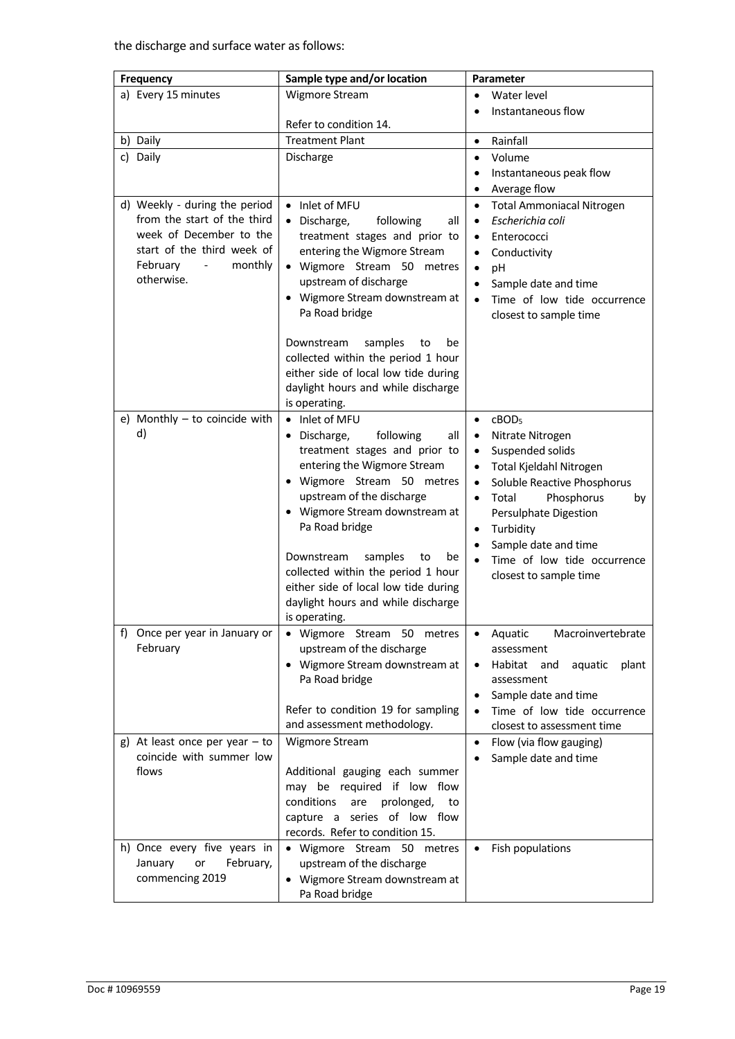the discharge and surface water as follows:

| Frequency | Sample type and/or location | Parameter |
|---|---|---|
| a) Every 15 minutes | Wigmore Stream<br><br>Refer to condition 14. | • Water level<br>• Instantaneous flow |
| b) Daily | Treatment Plant | • Rainfall |
| c) Daily | Discharge | • Volume<br>• Instantaneous peak flow<br>• Average flow |
| d) Weekly - during the period from the start of the third week of December to the start of the third week of February - monthly otherwise. | • Inlet of MFU<br>• Discharge, following all treatment stages and prior to entering the Wigmore Stream<br>• Wigmore Stream 50 metres upstream of discharge<br>• Wigmore Stream downstream at Pa Road bridge<br><br>Downstream samples to be collected within the period 1 hour either side of local low tide during daylight hours and while discharge is operating. | • Total Ammoniacal Nitrogen<br>• *Escherichia coli*<br>• Enterococci<br>• Conductivity<br>• pH<br>• Sample date and time<br>• Time of low tide occurrence closest to sample time |
| e) Monthly – to coincide with d) | • Inlet of MFU<br>• Discharge, following all treatment stages and prior to entering the Wigmore Stream<br>• Wigmore Stream 50 metres upstream of the discharge<br>• Wigmore Stream downstream at Pa Road bridge<br><br>Downstream samples to be collected within the period 1 hour either side of local low tide during daylight hours and while discharge is operating. | • $cBOD_5$<br>• Nitrate Nitrogen<br>• Suspended solids<br>• Total Kjeldahl Nitrogen<br>• Soluble Reactive Phosphorus<br>• Total Phosphorus by Persulphate Digestion<br>• Turbidity<br>• Sample date and time<br>• Time of low tide occurrence closest to sample time |
| f) Once per year in January or February | • Wigmore Stream 50 metres upstream of the discharge<br>• Wigmore Stream downstream at Pa Road bridge<br><br>Refer to condition 19 for sampling and assessment methodology. | • Aquatic Macroinvertebrate assessment<br>• Habitat and aquatic plant assessment<br>• Sample date and time<br>• Time of low tide occurrence closest to assessment time |
| g) At least once per year – to coincide with summer low flows | Wigmore Stream<br><br>Additional gauging each summer may be required if low flow conditions are prolonged, to capture a series of low flow records. Refer to condition 15. | • Flow (via flow gauging)<br>• Sample date and time |
| h) Once every five years in January or February, commencing 2019 | • Wigmore Stream 50 metres upstream of the discharge<br>• Wigmore Stream downstream at Pa Road bridge | • Fish populations |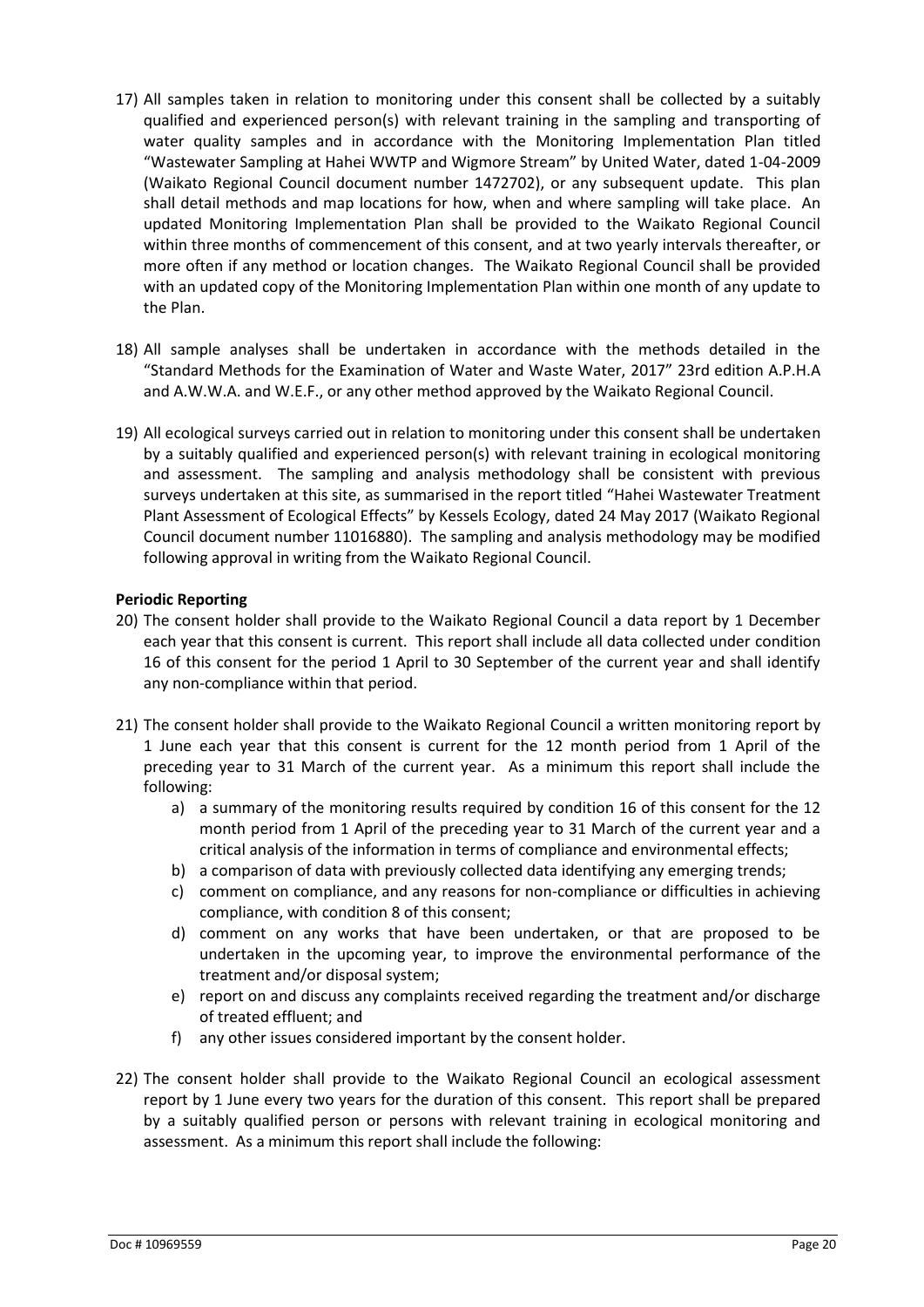17) All samples taken in relation to monitoring under this consent shall be collected by a suitably qualified and experienced person(s) with relevant training in the sampling and transporting of water quality samples and in accordance with the Monitoring Implementation Plan titled "Wastewater Sampling at Hahei WWTP and Wigmore Stream" by United Water, dated 1-04-2009 (Waikato Regional Council document number 1472702), or any subsequent update. This plan shall detail methods and map locations for how, when and where sampling will take place. An updated Monitoring Implementation Plan shall be provided to the Waikato Regional Council within three months of commencement of this consent, and at two yearly intervals thereafter, or more often if any method or location changes. The Waikato Regional Council shall be provided with an updated copy of the Monitoring Implementation Plan within one month of any update to the Plan.

18) All sample analyses shall be undertaken in accordance with the methods detailed in the "Standard Methods for the Examination of Water and Waste Water, 2017" 23rd edition A.P.H.A and A.W.W.A. and W.E.F., or any other method approved by the Waikato Regional Council.

19) All ecological surveys carried out in relation to monitoring under this consent shall be undertaken by a suitably qualified and experienced person(s) with relevant training in ecological monitoring and assessment. The sampling and analysis methodology shall be consistent with previous surveys undertaken at this site, as summarised in the report titled "Hahei Wastewater Treatment Plant Assessment of Ecological Effects" by Kessels Ecology, dated 24 May 2017 (Waikato Regional Council document number 11016880). The sampling and analysis methodology may be modified following approval in writing from the Waikato Regional Council.

**Periodic Reporting**

20) The consent holder shall provide to the Waikato Regional Council a data report by 1 December each year that this consent is current. This report shall include all data collected under condition 16 of this consent for the period 1 April to 30 September of the current year and shall identify any non-compliance within that period.

21) The consent holder shall provide to the Waikato Regional Council a written monitoring report by 1 June each year that this consent is current for the 12 month period from 1 April of the preceding year to 31 March of the current year. As a minimum this report shall include the following:
    a) a summary of the monitoring results required by condition 16 of this consent for the 12 month period from 1 April of the preceding year to 31 March of the current year and a critical analysis of the information in terms of compliance and environmental effects;
    b) a comparison of data with previously collected data identifying any emerging trends;
    c) comment on compliance, and any reasons for non-compliance or difficulties in achieving compliance, with condition 8 of this consent;
    d) comment on any works that have been undertaken, or that are proposed to be undertaken in the upcoming year, to improve the environmental performance of the treatment and/or disposal system;
    e) report on and discuss any complaints received regarding the treatment and/or discharge of treated effluent; and
    f) any other issues considered important by the consent holder.

22) The consent holder shall provide to the Waikato Regional Council an ecological assessment report by 1 June every two years for the duration of this consent. This report shall be prepared by a suitably qualified person or persons with relevant training in ecological monitoring and assessment. As a minimum this report shall include the following: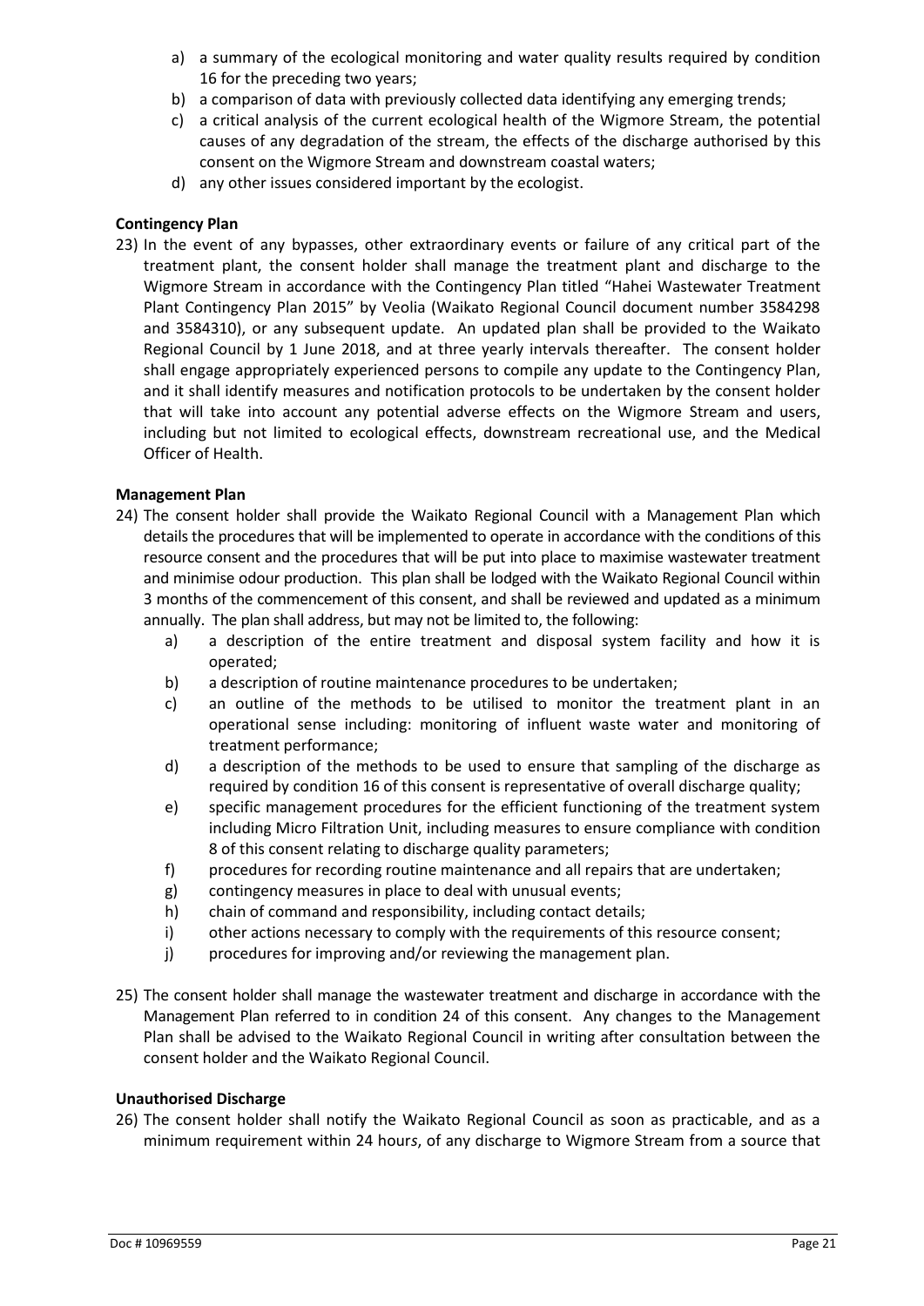a) a summary of the ecological monitoring and water quality results required by condition 16 for the preceding two years;
b) a comparison of data with previously collected data identifying any emerging trends;
c) a critical analysis of the current ecological health of the Wigmore Stream, the potential causes of any degradation of the stream, the effects of the discharge authorised by this consent on the Wigmore Stream and downstream coastal waters;
d) any other issues considered important by the ecologist.

**Contingency Plan**

23) In the event of any bypasses, other extraordinary events or failure of any critical part of the treatment plant, the consent holder shall manage the treatment plant and discharge to the Wigmore Stream in accordance with the Contingency Plan titled "Hahei Wastewater Treatment Plant Contingency Plan 2015" by Veolia (Waikato Regional Council document number 3584298 and 3584310), or any subsequent update. An updated plan shall be provided to the Waikato Regional Council by 1 June 2018, and at three yearly intervals thereafter. The consent holder shall engage appropriately experienced persons to compile any update to the Contingency Plan, and it shall identify measures and notification protocols to be undertaken by the consent holder that will take into account any potential adverse effects on the Wigmore Stream and users, including but not limited to ecological effects, downstream recreational use, and the Medical Officer of Health.

**Management Plan**

24) The consent holder shall provide the Waikato Regional Council with a Management Plan which details the procedures that will be implemented to operate in accordance with the conditions of this resource consent and the procedures that will be put into place to maximise wastewater treatment and minimise odour production. This plan shall be lodged with the Waikato Regional Council within 3 months of the commencement of this consent, and shall be reviewed and updated as a minimum annually. The plan shall address, but may not be limited to, the following:
   a) a description of the entire treatment and disposal system facility and how it is operated;
   b) a description of routine maintenance procedures to be undertaken;
   c) an outline of the methods to be utilised to monitor the treatment plant in an operational sense including: monitoring of influent waste water and monitoring of treatment performance;
   d) a description of the methods to be used to ensure that sampling of the discharge as required by condition 16 of this consent is representative of overall discharge quality;
   e) specific management procedures for the efficient functioning of the treatment system including Micro Filtration Unit, including measures to ensure compliance with condition 8 of this consent relating to discharge quality parameters;
   f) procedures for recording routine maintenance and all repairs that are undertaken;
   g) contingency measures in place to deal with unusual events;
   h) chain of command and responsibility, including contact details;
   i) other actions necessary to comply with the requirements of this resource consent;
   j) procedures for improving and/or reviewing the management plan.

25) The consent holder shall manage the wastewater treatment and discharge in accordance with the Management Plan referred to in condition 24 of this consent. Any changes to the Management Plan shall be advised to the Waikato Regional Council in writing after consultation between the consent holder and the Waikato Regional Council.

**Unauthorised Discharge**

26) The consent holder shall notify the Waikato Regional Council as soon as practicable, and as a minimum requirement within 24 hours, of any discharge to Wigmore Stream from a source that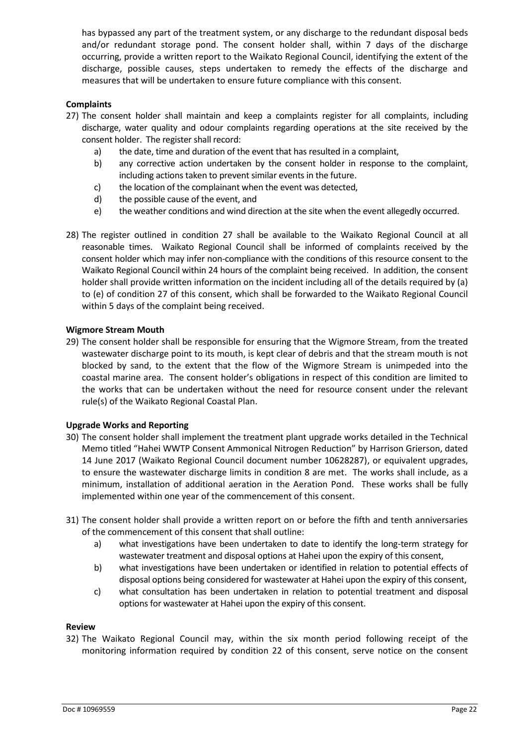has bypassed any part of the treatment system, or any discharge to the redundant disposal beds and/or redundant storage pond. The consent holder shall, within 7 days of the discharge occurring, provide a written report to the Waikato Regional Council, identifying the extent of the discharge, possible causes, steps undertaken to remedy the effects of the discharge and measures that will be undertaken to ensure future compliance with this consent.

**Complaints**

27) The consent holder shall maintain and keep a complaints register for all complaints, including discharge, water quality and odour complaints regarding operations at the site received by the consent holder. The register shall record:
    a) the date, time and duration of the event that has resulted in a complaint,
    b) any corrective action undertaken by the consent holder in response to the complaint, including actions taken to prevent similar events in the future.
    c) the location of the complainant when the event was detected,
    d) the possible cause of the event, and
    e) the weather conditions and wind direction at the site when the event allegedly occurred.

28) The register outlined in condition 27 shall be available to the Waikato Regional Council at all reasonable times. Waikato Regional Council shall be informed of complaints received by the consent holder which may infer non-compliance with the conditions of this resource consent to the Waikato Regional Council within 24 hours of the complaint being received. In addition, the consent holder shall provide written information on the incident including all of the details required by (a) to (e) of condition 27 of this consent, which shall be forwarded to the Waikato Regional Council within 5 days of the complaint being received.

**Wigmore Stream Mouth**

29) The consent holder shall be responsible for ensuring that the Wigmore Stream, from the treated wastewater discharge point to its mouth, is kept clear of debris and that the stream mouth is not blocked by sand, to the extent that the flow of the Wigmore Stream is unimpeded into the coastal marine area. The consent holder's obligations in respect of this condition are limited to the works that can be undertaken without the need for resource consent under the relevant rule(s) of the Waikato Regional Coastal Plan.

**Upgrade Works and Reporting**

30) The consent holder shall implement the treatment plant upgrade works detailed in the Technical Memo titled "Hahei WWTP Consent Ammonical Nitrogen Reduction" by Harrison Grierson, dated 14 June 2017 (Waikato Regional Council document number 10628287), or equivalent upgrades, to ensure the wastewater discharge limits in condition 8 are met. The works shall include, as a minimum, installation of additional aeration in the Aeration Pond. These works shall be fully implemented within one year of the commencement of this consent.

31) The consent holder shall provide a written report on or before the fifth and tenth anniversaries of the commencement of this consent that shall outline:
    a) what investigations have been undertaken to date to identify the long-term strategy for wastewater treatment and disposal options at Hahei upon the expiry of this consent,
    b) what investigations have been undertaken or identified in relation to potential effects of disposal options being considered for wastewater at Hahei upon the expiry of this consent,
    c) what consultation has been undertaken in relation to potential treatment and disposal options for wastewater at Hahei upon the expiry of this consent.

**Review**

32) The Waikato Regional Council may, within the six month period following receipt of the monitoring information required by condition 22 of this consent, serve notice on the consent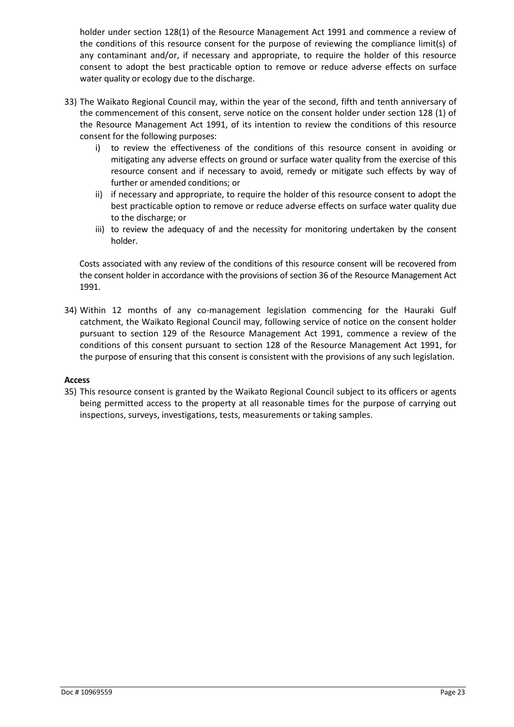holder under section 128(1) of the Resource Management Act 1991 and commence a review of the conditions of this resource consent for the purpose of reviewing the compliance limit(s) of any contaminant and/or, if necessary and appropriate, to require the holder of this resource consent to adopt the best practicable option to remove or reduce adverse effects on surface water quality or ecology due to the discharge.

33) The Waikato Regional Council may, within the year of the second, fifth and tenth anniversary of the commencement of this consent, serve notice on the consent holder under section 128 (1) of the Resource Management Act 1991, of its intention to review the conditions of this resource consent for the following purposes:
    i) to review the effectiveness of the conditions of this resource consent in avoiding or mitigating any adverse effects on ground or surface water quality from the exercise of this resource consent and if necessary to avoid, remedy or mitigate such effects by way of further or amended conditions; or
    ii) if necessary and appropriate, to require the holder of this resource consent to adopt the best practicable option to remove or reduce adverse effects on surface water quality due to the discharge; or
    iii) to review the adequacy of and the necessity for monitoring undertaken by the consent holder.

    Costs associated with any review of the conditions of this resource consent will be recovered from the consent holder in accordance with the provisions of section 36 of the Resource Management Act 1991.

34) Within 12 months of any co-management legislation commencing for the Hauraki Gulf catchment, the Waikato Regional Council may, following service of notice on the consent holder pursuant to section 129 of the Resource Management Act 1991, commence a review of the conditions of this consent pursuant to section 128 of the Resource Management Act 1991, for the purpose of ensuring that this consent is consistent with the provisions of any such legislation.

**Access**

35) This resource consent is granted by the Waikato Regional Council subject to its officers or agents being permitted access to the property at all reasonable times for the purpose of carrying out inspections, surveys, investigations, tests, measurements or taking samples.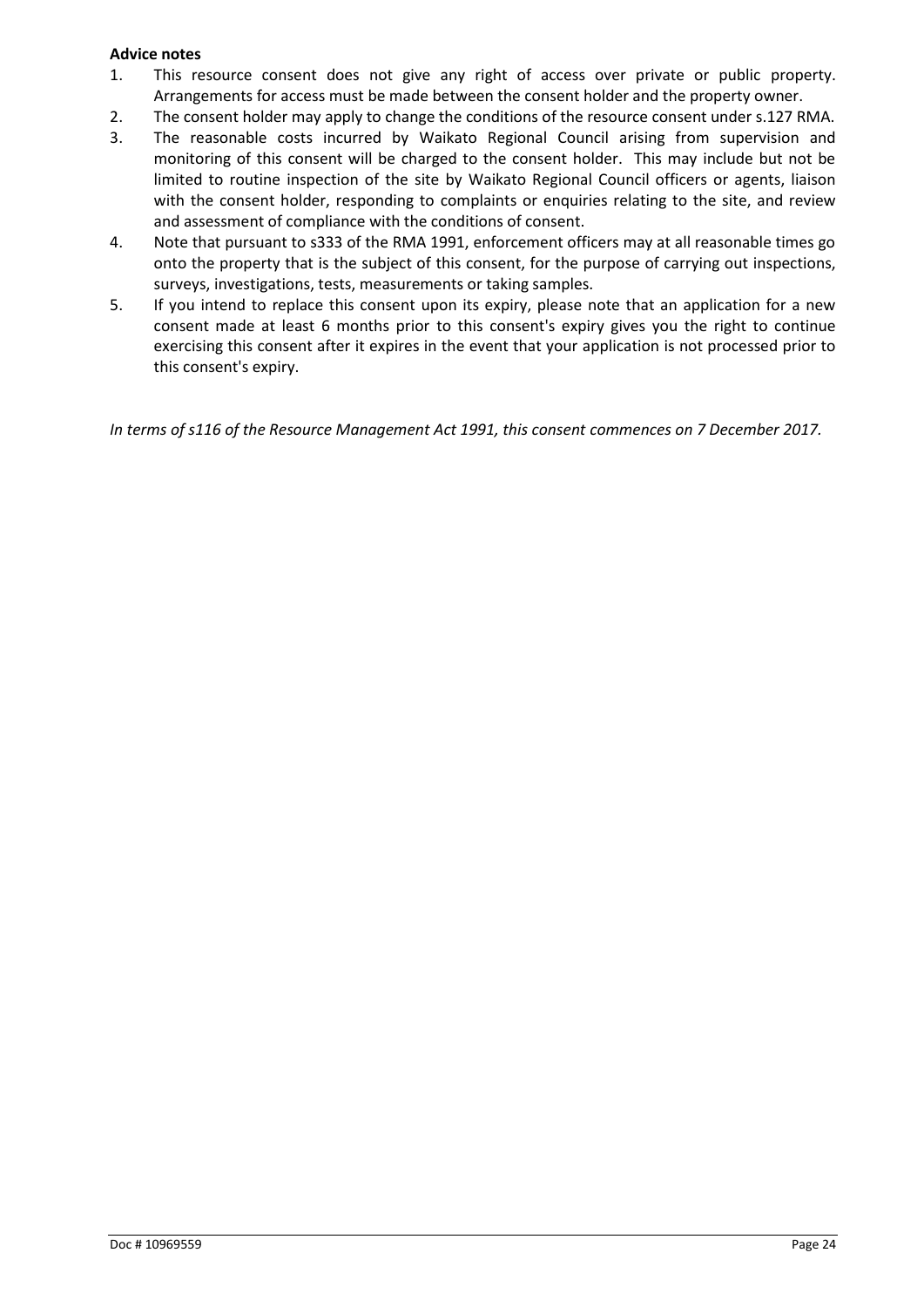**Advice notes**

1. This resource consent does not give any right of access over private or public property. Arrangements for access must be made between the consent holder and the property owner.
2. The consent holder may apply to change the conditions of the resource consent under s.127 RMA.
3. The reasonable costs incurred by Waikato Regional Council arising from supervision and monitoring of this consent will be charged to the consent holder. This may include but not be limited to routine inspection of the site by Waikato Regional Council officers or agents, liaison with the consent holder, responding to complaints or enquiries relating to the site, and review and assessment of compliance with the conditions of consent.
4. Note that pursuant to s333 of the RMA 1991, enforcement officers may at all reasonable times go onto the property that is the subject of this consent, for the purpose of carrying out inspections, surveys, investigations, tests, measurements or taking samples.
5. If you intend to replace this consent upon its expiry, please note that an application for a new consent made at least 6 months prior to this consent's expiry gives you the right to continue exercising this consent after it expires in the event that your application is not processed prior to this consent's expiry.

*In terms of s116 of the Resource Management Act 1991, this consent commences on 7 December 2017.*

Doc # 10969559